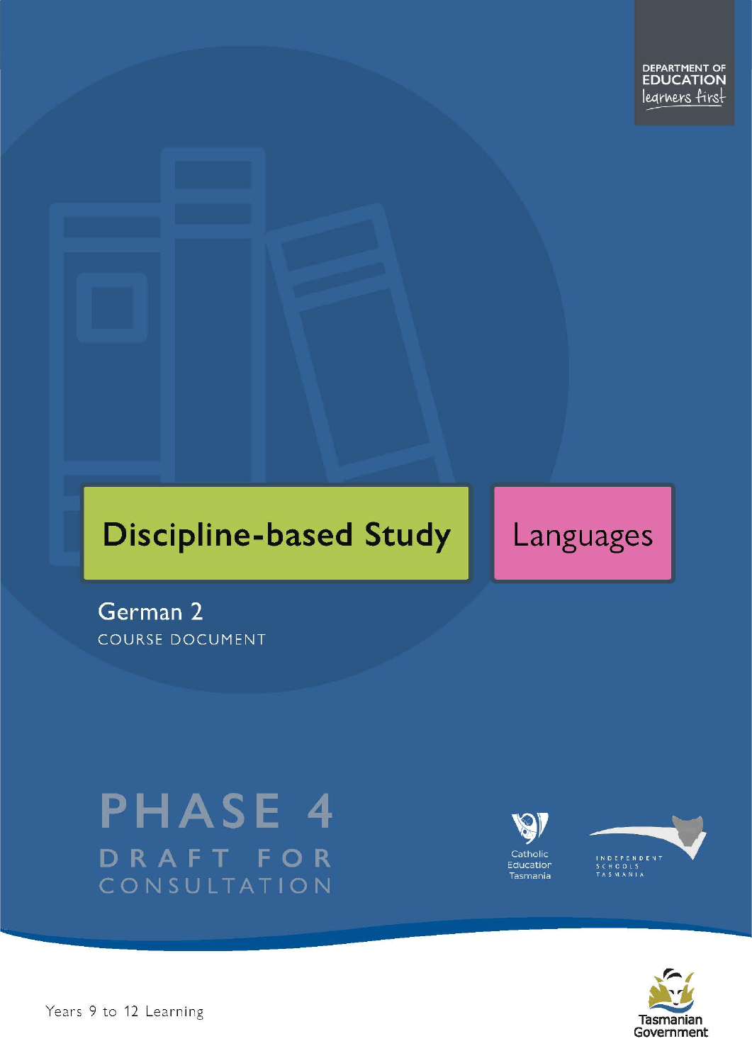DEPARTMENT OF EDUCATION
learners first

# Discipline-based Study

# Languages

## German 2

COURSE DOCUMENT

PHASE 4

DRAFT FOR CONSULTATION

Catholic Education Tasmania

INDEPENDENT SCHOOLS TASMANIA

Years 9 to 12 Learning

Tasmanian Government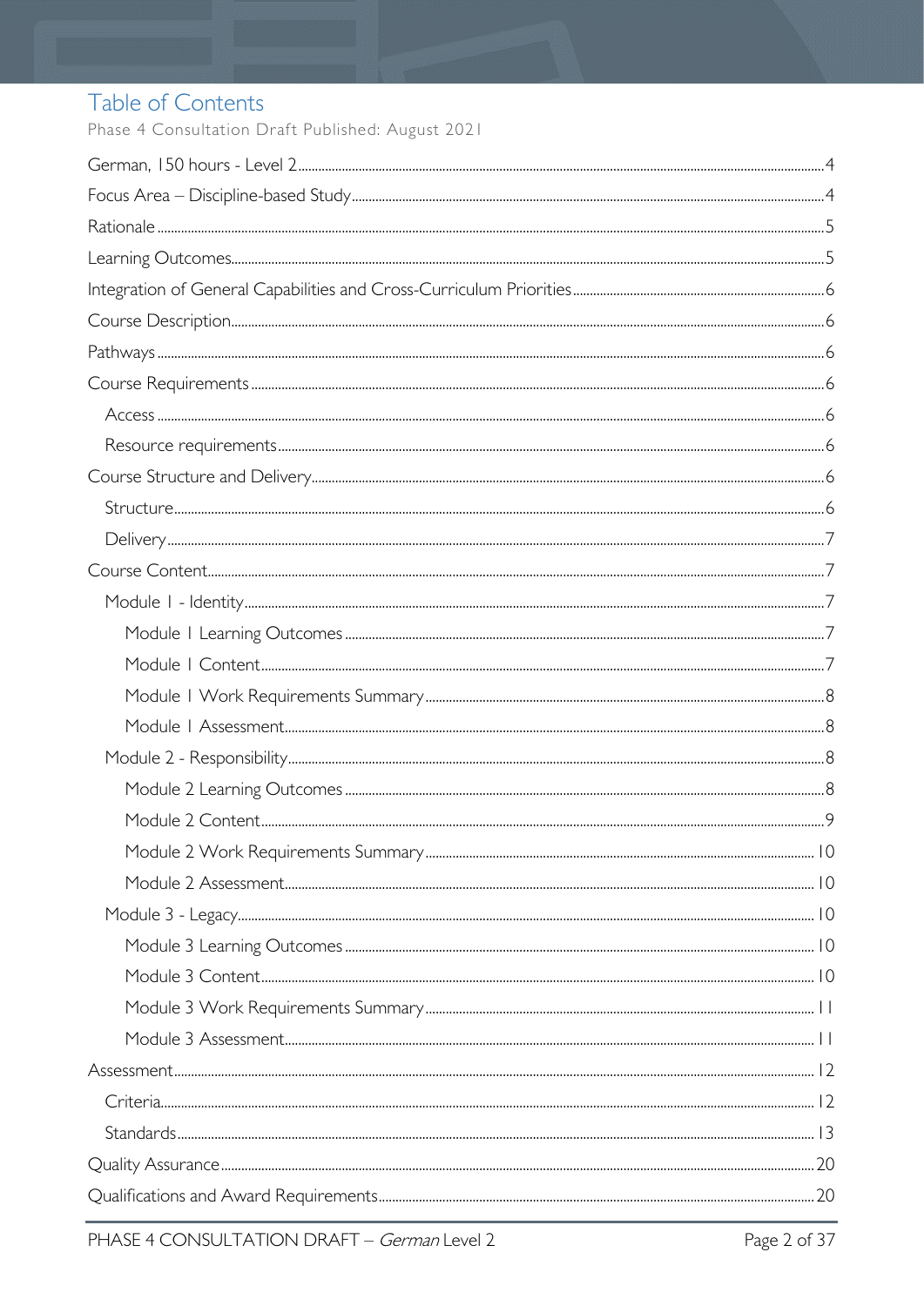# Table of Contents

Phase 4 Consultation Draft Published: August 2021

German, 150 hours - Level 2 ........ 4

Focus Area – Discipline-based Study ........ 4

Rationale ........ 5

Learning Outcomes ........ 5

Integration of General Capabilities and Cross-Curriculum Priorities ........ 6

Course Description ........ 6

Pathways ........ 6

Course Requirements ........ 6

- Access ........ 6
- Resource requirements ........ 6

Course Structure and Delivery ........ 6

- Structure ........ 6
- Delivery ........ 7

Course Content ........ 7

- Module 1 - Identity ........ 7
  - Module 1 Learning Outcomes ........ 7
  - Module 1 Content ........ 7
  - Module 1 Work Requirements Summary ........ 8
  - Module 1 Assessment ........ 8
- Module 2 - Responsibility ........ 8
  - Module 2 Learning Outcomes ........ 8
  - Module 2 Content ........ 9
  - Module 2 Work Requirements Summary ........ 10
  - Module 2 Assessment ........ 10
- Module 3 - Legacy ........ 10
  - Module 3 Learning Outcomes ........ 10
  - Module 3 Content ........ 10
  - Module 3 Work Requirements Summary ........ 11
  - Module 3 Assessment ........ 11

Assessment ........ 12

- Criteria ........ 12
- Standards ........ 13

Quality Assurance ........ 20

Qualifications and Award Requirements ........ 20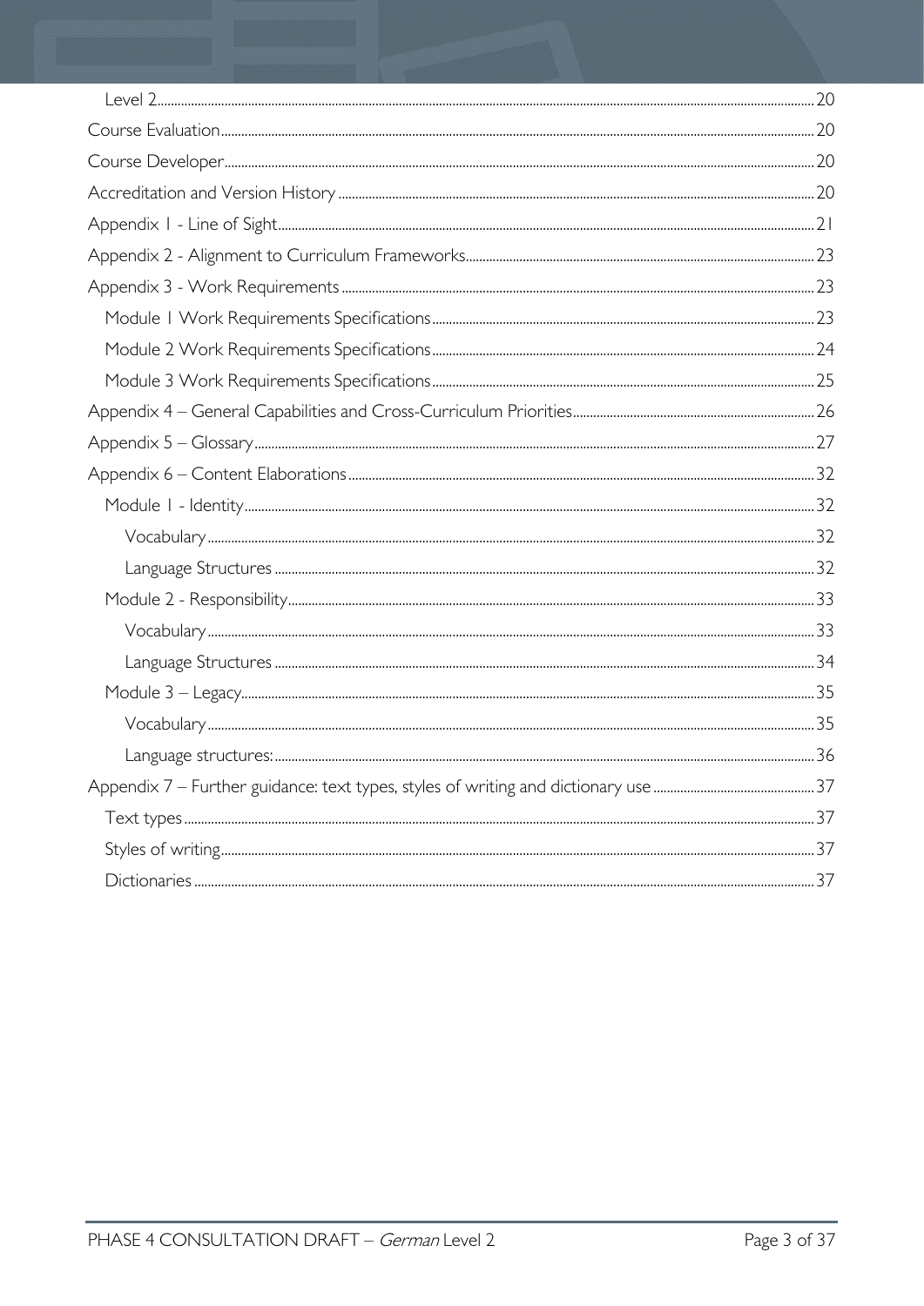- Level 2 ... 20
- Course Evaluation ... 20
- Course Developer ... 20
- Accreditation and Version History ... 20
- Appendix 1 - Line of Sight ... 21
- Appendix 2 - Alignment to Curriculum Frameworks ... 23
- Appendix 3 - Work Requirements ... 23
  - Module 1 Work Requirements Specifications ... 23
  - Module 2 Work Requirements Specifications ... 24
  - Module 3 Work Requirements Specifications ... 25
- Appendix 4 – General Capabilities and Cross-Curriculum Priorities ... 26
- Appendix 5 – Glossary ... 27
- Appendix 6 – Content Elaborations ... 32
  - Module 1 - Identity ... 32
    - Vocabulary ... 32
    - Language Structures ... 32
  - Module 2 - Responsibility ... 33
    - Vocabulary ... 33
    - Language Structures ... 34
  - Module 3 – Legacy ... 35
    - Vocabulary ... 35
    - Language structures: ... 36
- Appendix 7 – Further guidance: text types, styles of writing and dictionary use ... 37
  - Text types ... 37
  - Styles of writing ... 37
  - Dictionaries ... 37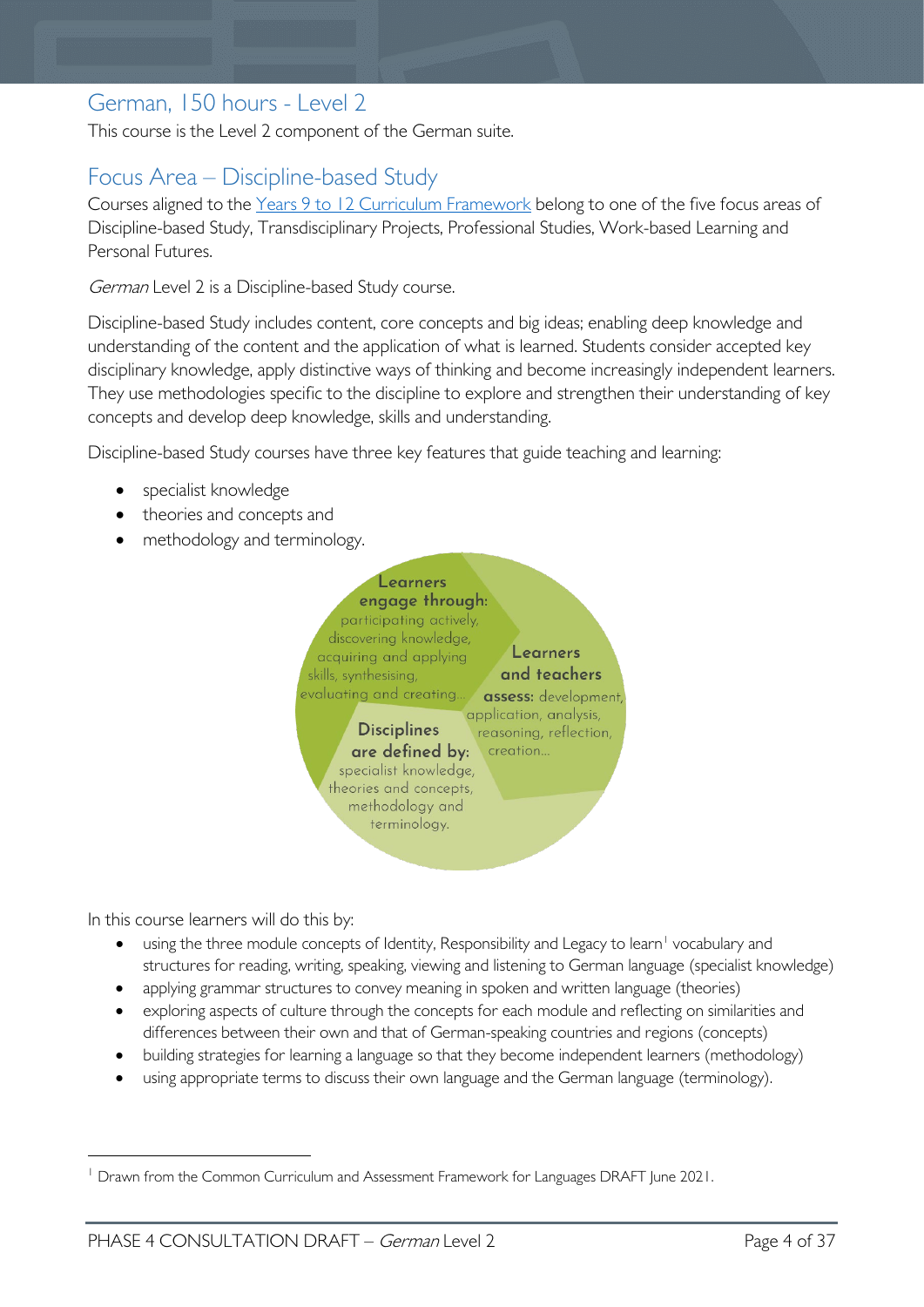## German, 150 hours - Level 2

This course is the Level 2 component of the German suite.

## Focus Area – Discipline-based Study

Courses aligned to the Years 9 to 12 Curriculum Framework belong to one of the five focus areas of Discipline-based Study, Transdisciplinary Projects, Professional Studies, Work-based Learning and Personal Futures.

*German* Level 2 is a Discipline-based Study course.

Discipline-based Study includes content, core concepts and big ideas; enabling deep knowledge and understanding of the content and the application of what is learned. Students consider accepted key disciplinary knowledge, apply distinctive ways of thinking and become increasingly independent learners. They use methodologies specific to the discipline to explore and strengthen their understanding of key concepts and develop deep knowledge, skills and understanding.

Discipline-based Study courses have three key features that guide teaching and learning:

- specialist knowledge
- theories and concepts and
- methodology and terminology.

**Learners engage through:** participating actively, discovering knowledge, acquiring and applying skills, synthesising, evaluating and creating…

**Learners and teachers assess:** development, application, analysis, reasoning, reflection, creation…

**Disciplines are defined by:** specialist knowledge, theories and concepts, methodology and terminology.

In this course learners will do this by:

- using the three module concepts of Identity, Responsibility and Legacy to learn[1] vocabulary and structures for reading, writing, speaking, viewing and listening to German language (specialist knowledge)
- applying grammar structures to convey meaning in spoken and written language (theories)
- exploring aspects of culture through the concepts for each module and reflecting on similarities and differences between their own and that of German-speaking countries and regions (concepts)
- building strategies for learning a language so that they become independent learners (methodology)
- using appropriate terms to discuss their own language and the German language (terminology).

[1] Drawn from the Common Curriculum and Assessment Framework for Languages DRAFT June 2021.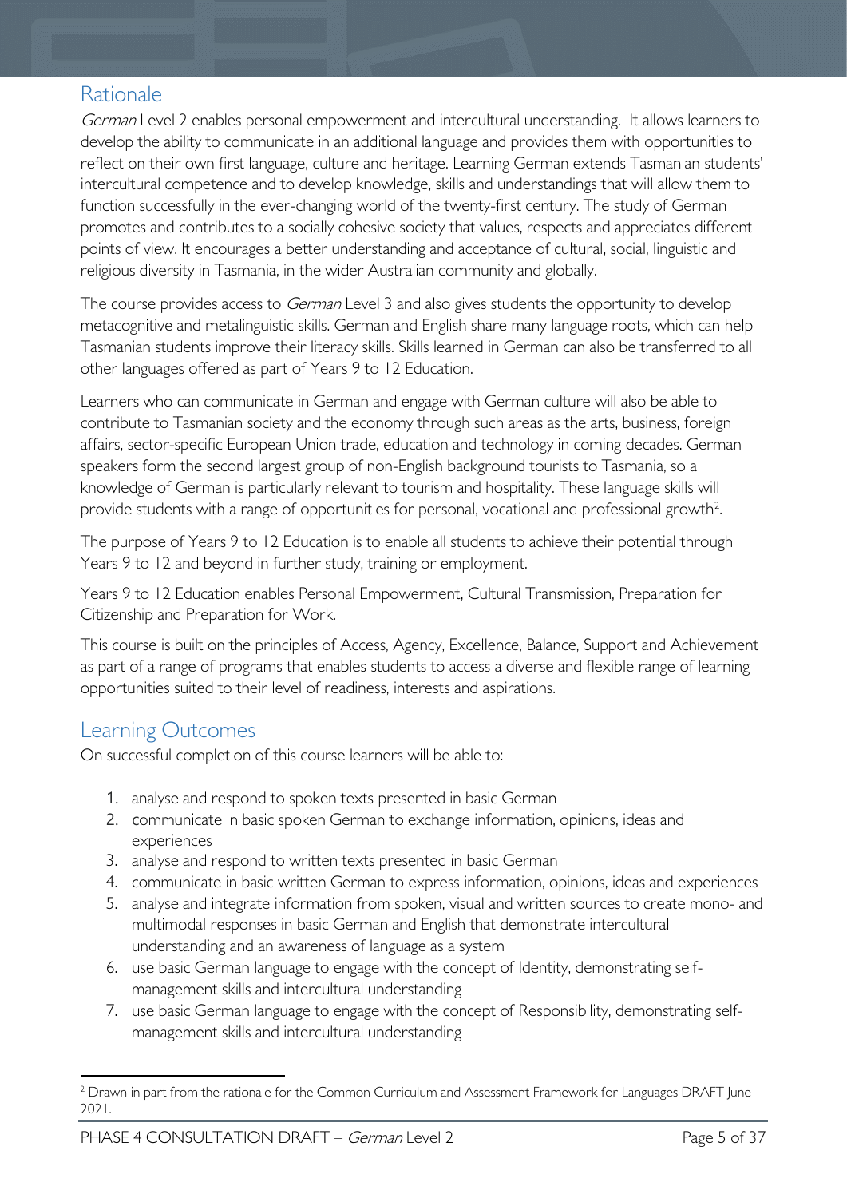## Rationale

*German* Level 2 enables personal empowerment and intercultural understanding. It allows learners to develop the ability to communicate in an additional language and provides them with opportunities to reflect on their own first language, culture and heritage. Learning German extends Tasmanian students' intercultural competence and to develop knowledge, skills and understandings that will allow them to function successfully in the ever-changing world of the twenty-first century. The study of German promotes and contributes to a socially cohesive society that values, respects and appreciates different points of view. It encourages a better understanding and acceptance of cultural, social, linguistic and religious diversity in Tasmania, in the wider Australian community and globally.

The course provides access to *German* Level 3 and also gives students the opportunity to develop metacognitive and metalinguistic skills. German and English share many language roots, which can help Tasmanian students improve their literacy skills. Skills learned in German can also be transferred to all other languages offered as part of Years 9 to 12 Education.

Learners who can communicate in German and engage with German culture will also be able to contribute to Tasmanian society and the economy through such areas as the arts, business, foreign affairs, sector-specific European Union trade, education and technology in coming decades. German speakers form the second largest group of non-English background tourists to Tasmania, so a knowledge of German is particularly relevant to tourism and hospitality. These language skills will provide students with a range of opportunities for personal, vocational and professional growth[2].

The purpose of Years 9 to 12 Education is to enable all students to achieve their potential through Years 9 to 12 and beyond in further study, training or employment.

Years 9 to 12 Education enables Personal Empowerment, Cultural Transmission, Preparation for Citizenship and Preparation for Work.

This course is built on the principles of Access, Agency, Excellence, Balance, Support and Achievement as part of a range of programs that enables students to access a diverse and flexible range of learning opportunities suited to their level of readiness, interests and aspirations.

## Learning Outcomes

On successful completion of this course learners will be able to:

1. analyse and respond to spoken texts presented in basic German
2. communicate in basic spoken German to exchange information, opinions, ideas and experiences
3. analyse and respond to written texts presented in basic German
4. communicate in basic written German to express information, opinions, ideas and experiences
5. analyse and integrate information from spoken, visual and written sources to create mono- and multimodal responses in basic German and English that demonstrate intercultural understanding and an awareness of language as a system
6. use basic German language to engage with the concept of Identity, demonstrating self-management skills and intercultural understanding
7. use basic German language to engage with the concept of Responsibility, demonstrating self-management skills and intercultural understanding

---

[2] Drawn in part from the rationale for the Common Curriculum and Assessment Framework for Languages DRAFT June 2021.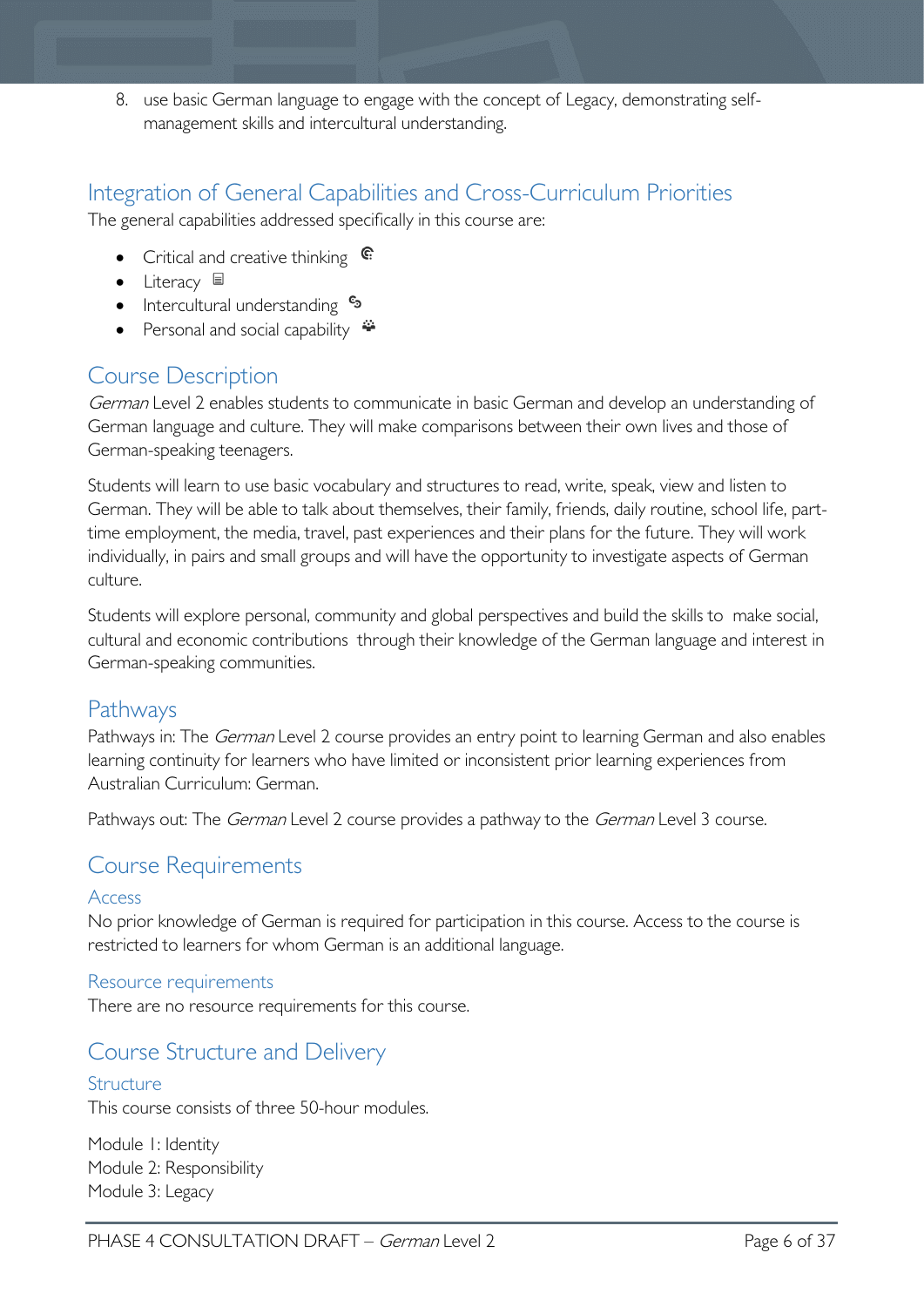8. use basic German language to engage with the concept of Legacy, demonstrating self-management skills and intercultural understanding.

## Integration of General Capabilities and Cross-Curriculum Priorities

The general capabilities addressed specifically in this course are:

- Critical and creative thinking
- Literacy
- Intercultural understanding
- Personal and social capability

## Course Description

*German* Level 2 enables students to communicate in basic German and develop an understanding of German language and culture. They will make comparisons between their own lives and those of German-speaking teenagers.

Students will learn to use basic vocabulary and structures to read, write, speak, view and listen to German. They will be able to talk about themselves, their family, friends, daily routine, school life, part-time employment, the media, travel, past experiences and their plans for the future. They will work individually, in pairs and small groups and will have the opportunity to investigate aspects of German culture.

Students will explore personal, community and global perspectives and build the skills to make social, cultural and economic contributions through their knowledge of the German language and interest in German-speaking communities.

## Pathways

Pathways in: The *German* Level 2 course provides an entry point to learning German and also enables learning continuity for learners who have limited or inconsistent prior learning experiences from Australian Curriculum: German.

Pathways out: The *German* Level 2 course provides a pathway to the *German* Level 3 course.

## Course Requirements

### Access

No prior knowledge of German is required for participation in this course. Access to the course is restricted to learners for whom German is an additional language.

### Resource requirements

There are no resource requirements for this course.

## Course Structure and Delivery

### Structure

This course consists of three 50-hour modules.

Module 1: Identity
Module 2: Responsibility
Module 3: Legacy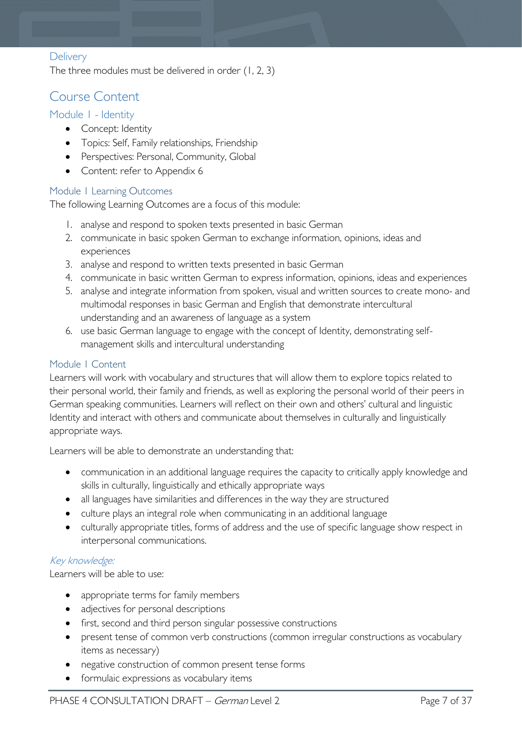## Delivery

The three modules must be delivered in order (1, 2, 3)

# Course Content

## Module 1 - Identity

- Concept: Identity
- Topics: Self, Family relationships, Friendship
- Perspectives: Personal, Community, Global
- Content: refer to Appendix 6

### Module 1 Learning Outcomes

The following Learning Outcomes are a focus of this module:

1. analyse and respond to spoken texts presented in basic German
2. communicate in basic spoken German to exchange information, opinions, ideas and experiences
3. analyse and respond to written texts presented in basic German
4. communicate in basic written German to express information, opinions, ideas and experiences
5. analyse and integrate information from spoken, visual and written sources to create mono- and multimodal responses in basic German and English that demonstrate intercultural understanding and an awareness of language as a system
6. use basic German language to engage with the concept of Identity, demonstrating self-management skills and intercultural understanding

### Module 1 Content

Learners will work with vocabulary and structures that will allow them to explore topics related to their personal world, their family and friends, as well as exploring the personal world of their peers in German speaking communities. Learners will reflect on their own and others' cultural and linguistic Identity and interact with others and communicate about themselves in culturally and linguistically appropriate ways.

Learners will be able to demonstrate an understanding that:

- communication in an additional language requires the capacity to critically apply knowledge and skills in culturally, linguistically and ethically appropriate ways
- all languages have similarities and differences in the way they are structured
- culture plays an integral role when communicating in an additional language
- culturally appropriate titles, forms of address and the use of specific language show respect in interpersonal communications.

*Key knowledge:*

Learners will be able to use:

- appropriate terms for family members
- adjectives for personal descriptions
- first, second and third person singular possessive constructions
- present tense of common verb constructions (common irregular constructions as vocabulary items as necessary)
- negative construction of common present tense forms
- formulaic expressions as vocabulary items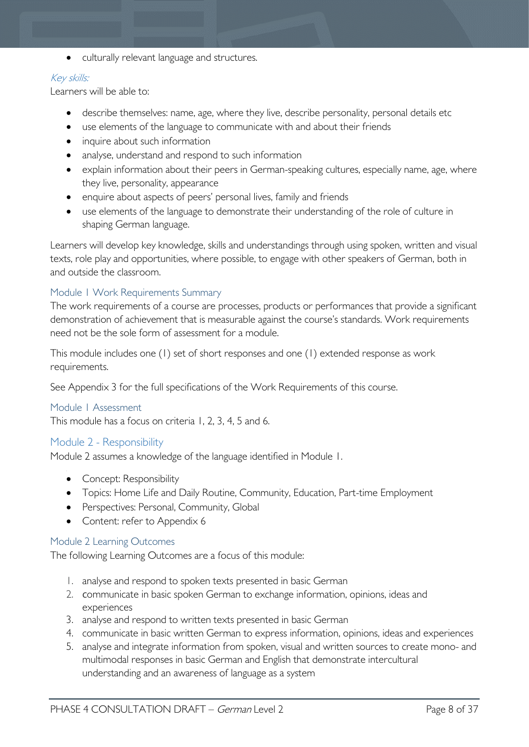- culturally relevant language and structures.

*Key skills:*

Learners will be able to:

- describe themselves: name, age, where they live, describe personality, personal details etc
- use elements of the language to communicate with and about their friends
- inquire about such information
- analyse, understand and respond to such information
- explain information about their peers in German-speaking cultures, especially name, age, where they live, personality, appearance
- enquire about aspects of peers' personal lives, family and friends
- use elements of the language to demonstrate their understanding of the role of culture in shaping German language.

Learners will develop key knowledge, skills and understandings through using spoken, written and visual texts, role play and opportunities, where possible, to engage with other speakers of German, both in and outside the classroom.

### Module 1 Work Requirements Summary

The work requirements of a course are processes, products or performances that provide a significant demonstration of achievement that is measurable against the course's standards. Work requirements need not be the sole form of assessment for a module.

This module includes one (1) set of short responses and one (1) extended response as work requirements.

See Appendix 3 for the full specifications of the Work Requirements of this course.

### Module 1 Assessment

This module has a focus on criteria 1, 2, 3, 4, 5 and 6.

## Module 2 - Responsibility

Module 2 assumes a knowledge of the language identified in Module 1.

- Concept: Responsibility
- Topics: Home Life and Daily Routine, Community, Education, Part-time Employment
- Perspectives: Personal, Community, Global
- Content: refer to Appendix 6

### Module 2 Learning Outcomes

The following Learning Outcomes are a focus of this module:

1. analyse and respond to spoken texts presented in basic German
2. communicate in basic spoken German to exchange information, opinions, ideas and experiences
3. analyse and respond to written texts presented in basic German
4. communicate in basic written German to express information, opinions, ideas and experiences
5. analyse and integrate information from spoken, visual and written sources to create mono- and multimodal responses in basic German and English that demonstrate intercultural understanding and an awareness of language as a system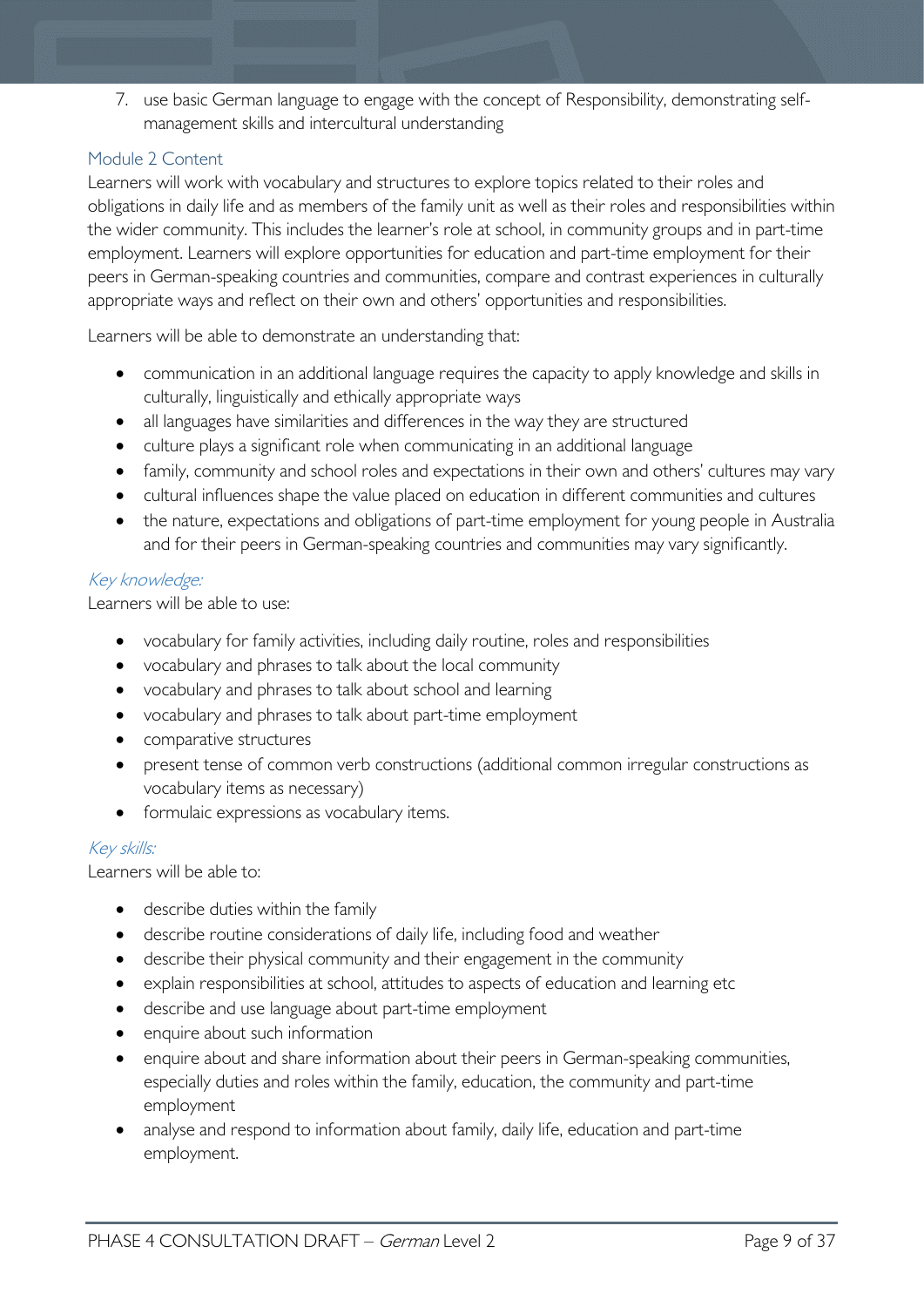7. use basic German language to engage with the concept of Responsibility, demonstrating self-management skills and intercultural understanding

### Module 2 Content

Learners will work with vocabulary and structures to explore topics related to their roles and obligations in daily life and as members of the family unit as well as their roles and responsibilities within the wider community. This includes the learner's role at school, in community groups and in part-time employment. Learners will explore opportunities for education and part-time employment for their peers in German-speaking countries and communities, compare and contrast experiences in culturally appropriate ways and reflect on their own and others' opportunities and responsibilities.

Learners will be able to demonstrate an understanding that:

- communication in an additional language requires the capacity to apply knowledge and skills in culturally, linguistically and ethically appropriate ways
- all languages have similarities and differences in the way they are structured
- culture plays a significant role when communicating in an additional language
- family, community and school roles and expectations in their own and others' cultures may vary
- cultural influences shape the value placed on education in different communities and cultures
- the nature, expectations and obligations of part-time employment for young people in Australia and for their peers in German-speaking countries and communities may vary significantly.

#### *Key knowledge:*

Learners will be able to use:

- vocabulary for family activities, including daily routine, roles and responsibilities
- vocabulary and phrases to talk about the local community
- vocabulary and phrases to talk about school and learning
- vocabulary and phrases to talk about part-time employment
- comparative structures
- present tense of common verb constructions (additional common irregular constructions as vocabulary items as necessary)
- formulaic expressions as vocabulary items.

#### *Key skills:*

Learners will be able to:

- describe duties within the family
- describe routine considerations of daily life, including food and weather
- describe their physical community and their engagement in the community
- explain responsibilities at school, attitudes to aspects of education and learning etc
- describe and use language about part-time employment
- enquire about such information
- enquire about and share information about their peers in German-speaking communities, especially duties and roles within the family, education, the community and part-time employment
- analyse and respond to information about family, daily life, education and part-time employment.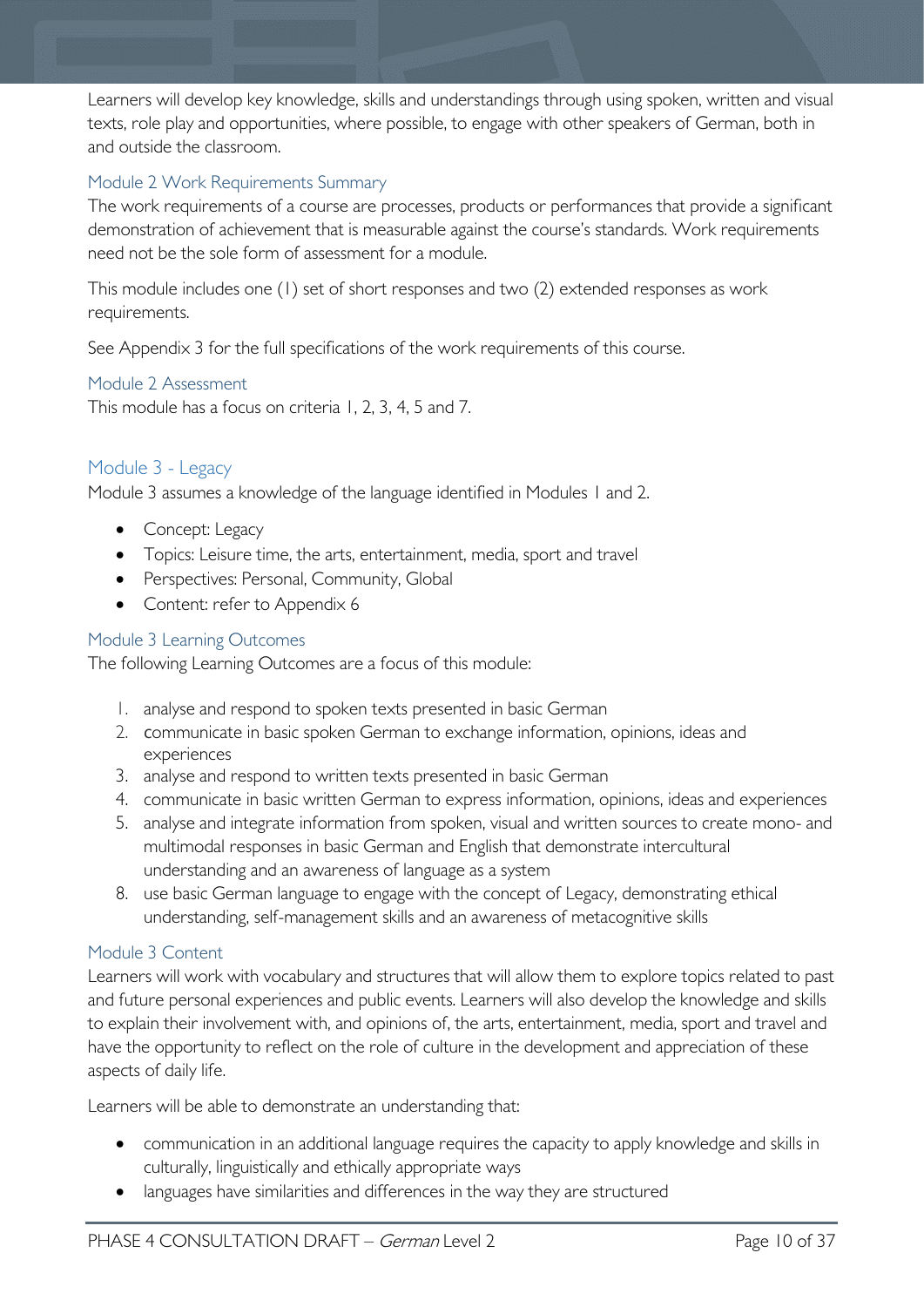Learners will develop key knowledge, skills and understandings through using spoken, written and visual texts, role play and opportunities, where possible, to engage with other speakers of German, both in and outside the classroom.

### Module 2 Work Requirements Summary

The work requirements of a course are processes, products or performances that provide a significant demonstration of achievement that is measurable against the course's standards. Work requirements need not be the sole form of assessment for a module.

This module includes one (1) set of short responses and two (2) extended responses as work requirements.

See Appendix 3 for the full specifications of the work requirements of this course.

### Module 2 Assessment

This module has a focus on criteria 1, 2, 3, 4, 5 and 7.

## Module 3 - Legacy

Module 3 assumes a knowledge of the language identified in Modules 1 and 2.

- Concept: Legacy
- Topics: Leisure time, the arts, entertainment, media, sport and travel
- Perspectives: Personal, Community, Global
- Content: refer to Appendix 6

### Module 3 Learning Outcomes

The following Learning Outcomes are a focus of this module:

1. analyse and respond to spoken texts presented in basic German
2. communicate in basic spoken German to exchange information, opinions, ideas and experiences
3. analyse and respond to written texts presented in basic German
4. communicate in basic written German to express information, opinions, ideas and experiences
5. analyse and integrate information from spoken, visual and written sources to create mono- and multimodal responses in basic German and English that demonstrate intercultural understanding and an awareness of language as a system

8. use basic German language to engage with the concept of Legacy, demonstrating ethical understanding, self-management skills and an awareness of metacognitive skills

### Module 3 Content

Learners will work with vocabulary and structures that will allow them to explore topics related to past and future personal experiences and public events. Learners will also develop the knowledge and skills to explain their involvement with, and opinions of, the arts, entertainment, media, sport and travel and have the opportunity to reflect on the role of culture in the development and appreciation of these aspects of daily life.

Learners will be able to demonstrate an understanding that:

- communication in an additional language requires the capacity to apply knowledge and skills in culturally, linguistically and ethically appropriate ways
- languages have similarities and differences in the way they are structured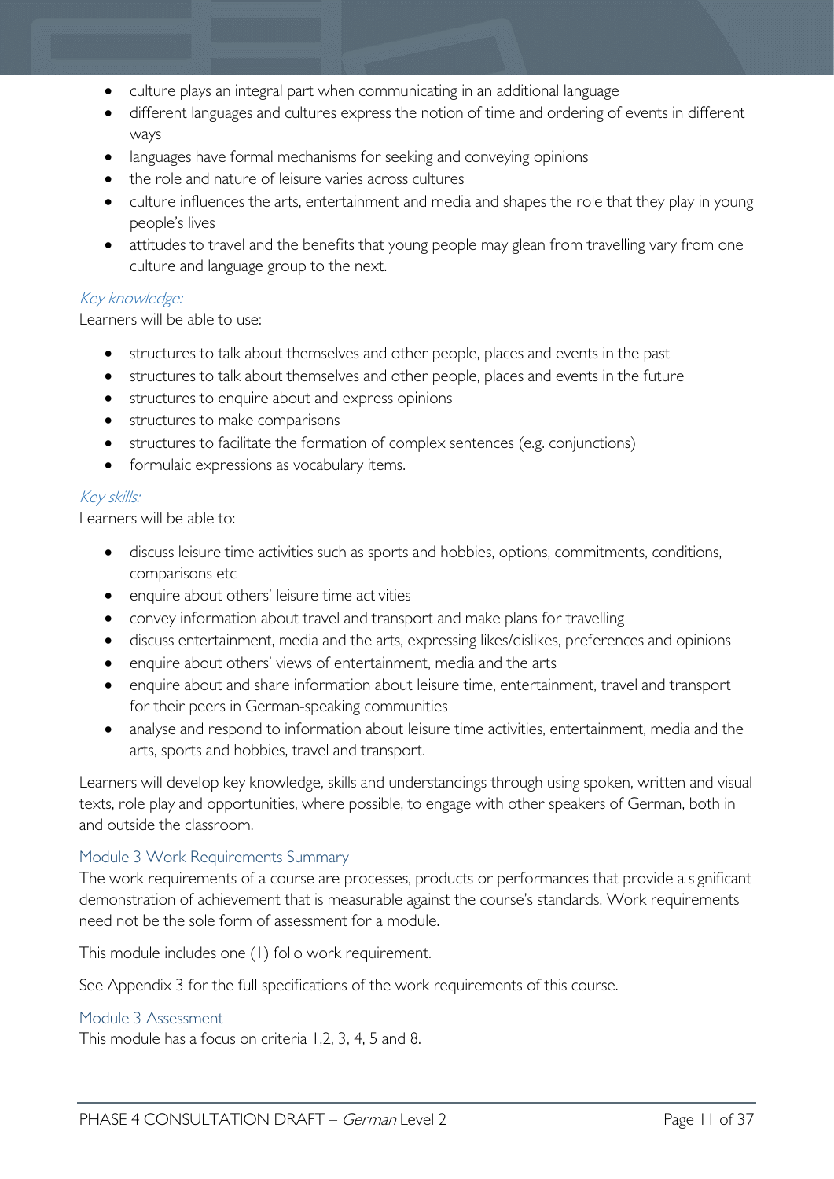- culture plays an integral part when communicating in an additional language
- different languages and cultures express the notion of time and ordering of events in different ways
- languages have formal mechanisms for seeking and conveying opinions
- the role and nature of leisure varies across cultures
- culture influences the arts, entertainment and media and shapes the role that they play in young people's lives
- attitudes to travel and the benefits that young people may glean from travelling vary from one culture and language group to the next.

*Key knowledge:*

Learners will be able to use:

- structures to talk about themselves and other people, places and events in the past
- structures to talk about themselves and other people, places and events in the future
- structures to enquire about and express opinions
- structures to make comparisons
- structures to facilitate the formation of complex sentences (e.g. conjunctions)
- formulaic expressions as vocabulary items.

*Key skills:*

Learners will be able to:

- discuss leisure time activities such as sports and hobbies, options, commitments, conditions, comparisons etc
- enquire about others' leisure time activities
- convey information about travel and transport and make plans for travelling
- discuss entertainment, media and the arts, expressing likes/dislikes, preferences and opinions
- enquire about others' views of entertainment, media and the arts
- enquire about and share information about leisure time, entertainment, travel and transport for their peers in German-speaking communities
- analyse and respond to information about leisure time activities, entertainment, media and the arts, sports and hobbies, travel and transport.

Learners will develop key knowledge, skills and understandings through using spoken, written and visual texts, role play and opportunities, where possible, to engage with other speakers of German, both in and outside the classroom.

### Module 3 Work Requirements Summary

The work requirements of a course are processes, products or performances that provide a significant demonstration of achievement that is measurable against the course's standards. Work requirements need not be the sole form of assessment for a module.

This module includes one (1) folio work requirement.

See Appendix 3 for the full specifications of the work requirements of this course.

### Module 3 Assessment

This module has a focus on criteria 1,2, 3, 4, 5 and 8.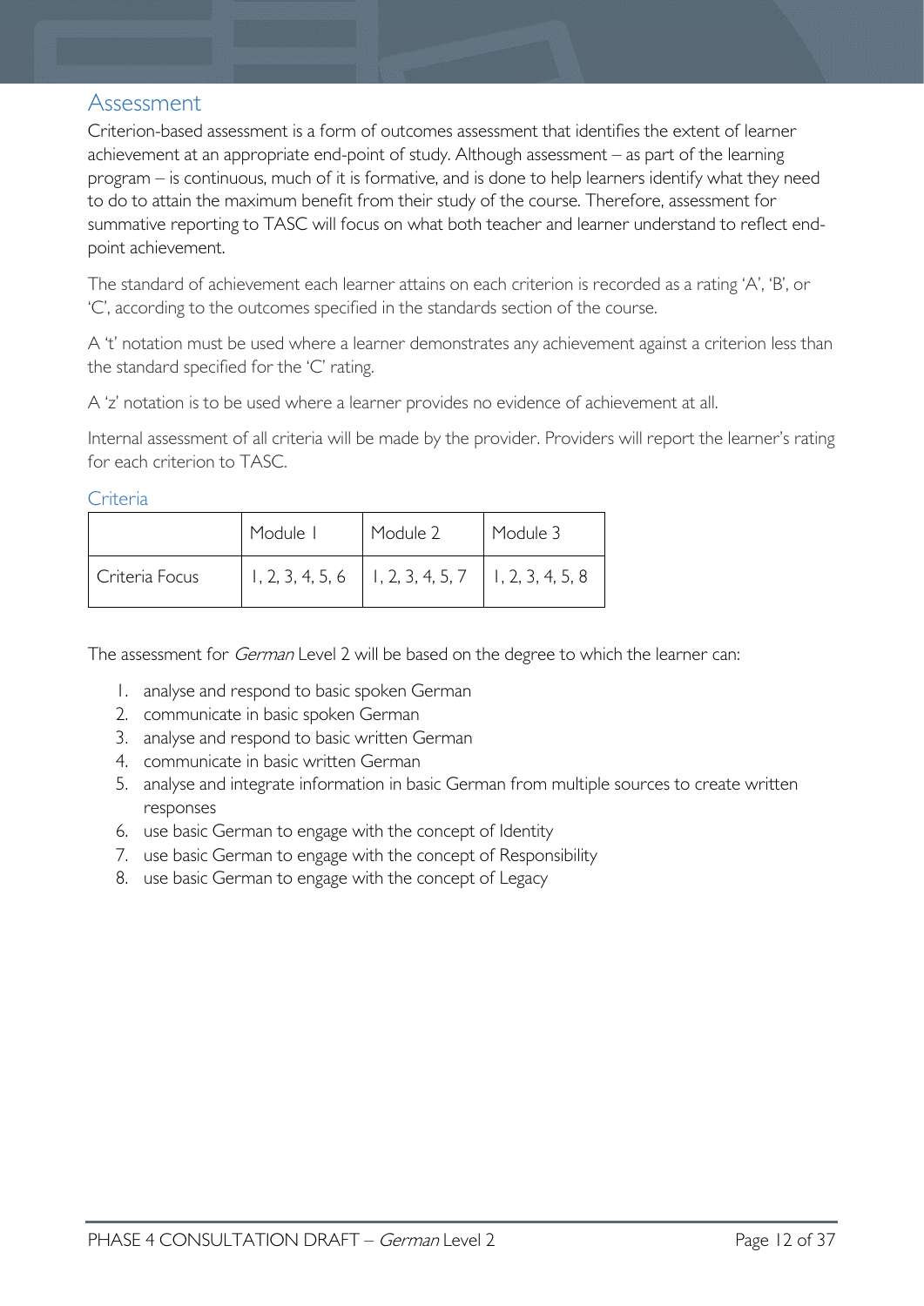## Assessment

Criterion-based assessment is a form of outcomes assessment that identifies the extent of learner achievement at an appropriate end-point of study. Although assessment – as part of the learning program – is continuous, much of it is formative, and is done to help learners identify what they need to do to attain the maximum benefit from their study of the course. Therefore, assessment for summative reporting to TASC will focus on what both teacher and learner understand to reflect end-point achievement.

The standard of achievement each learner attains on each criterion is recorded as a rating 'A', 'B', or 'C', according to the outcomes specified in the standards section of the course.

A 't' notation must be used where a learner demonstrates any achievement against a criterion less than the standard specified for the 'C' rating.

A 'z' notation is to be used where a learner provides no evidence of achievement at all.

Internal assessment of all criteria will be made by the provider. Providers will report the learner's rating for each criterion to TASC.

### Criteria

| | Module 1 | Module 2 | Module 3 |
|---|---|---|---|
| Criteria Focus | 1, 2, 3, 4, 5, 6 | 1, 2, 3, 4, 5, 7 | 1, 2, 3, 4, 5, 8 |

The assessment for *German* Level 2 will be based on the degree to which the learner can:

1. analyse and respond to basic spoken German
2. communicate in basic spoken German
3. analyse and respond to basic written German
4. communicate in basic written German
5. analyse and integrate information in basic German from multiple sources to create written responses
6. use basic German to engage with the concept of Identity
7. use basic German to engage with the concept of Responsibility
8. use basic German to engage with the concept of Legacy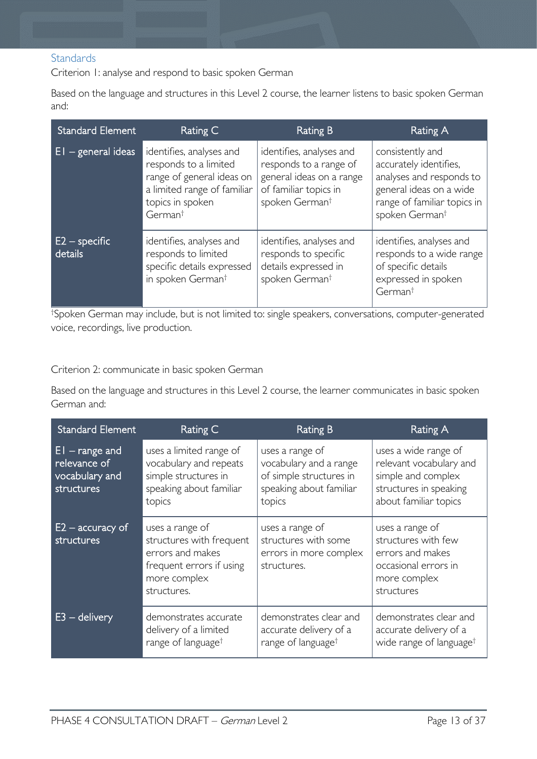## Standards

Criterion 1: analyse and respond to basic spoken German

Based on the language and structures in this Level 2 course, the learner listens to basic spoken German and:

| Standard Element | Rating C | Rating B | Rating A |
|---|---|---|---|
| E1 – general ideas | identifies, analyses and responds to a limited range of general ideas on a limited range of familiar topics in spoken German† | identifies, analyses and responds to a range of general ideas on a range of familiar topics in spoken German† | consistently and accurately identifies, analyses and responds to general ideas on a wide range of familiar topics in spoken German† |
| E2 – specific details | identifies, analyses and responds to limited specific details expressed in spoken German† | identifies, analyses and responds to specific details expressed in spoken German† | identifies, analyses and responds to a wide range of specific details expressed in spoken German† |

†Spoken German may include, but is not limited to: single speakers, conversations, computer-generated voice, recordings, live production.

Criterion 2: communicate in basic spoken German

Based on the language and structures in this Level 2 course, the learner communicates in basic spoken German and:

| Standard Element | Rating C | Rating B | Rating A |
|---|---|---|---|
| E1 – range and relevance of vocabulary and structures | uses a limited range of vocabulary and repeats simple structures in speaking about familiar topics | uses a range of vocabulary and a range of simple structures in speaking about familiar topics | uses a wide range of relevant vocabulary and simple and complex structures in speaking about familiar topics |
| E2 – accuracy of structures | uses a range of structures with frequent errors and makes frequent errors if using more complex structures. | uses a range of structures with some errors in more complex structures. | uses a range of structures with few errors and makes occasional errors in more complex structures |
| E3 – delivery | demonstrates accurate delivery of a limited range of language† | demonstrates clear and accurate delivery of a range of language† | demonstrates clear and accurate delivery of a wide range of language† |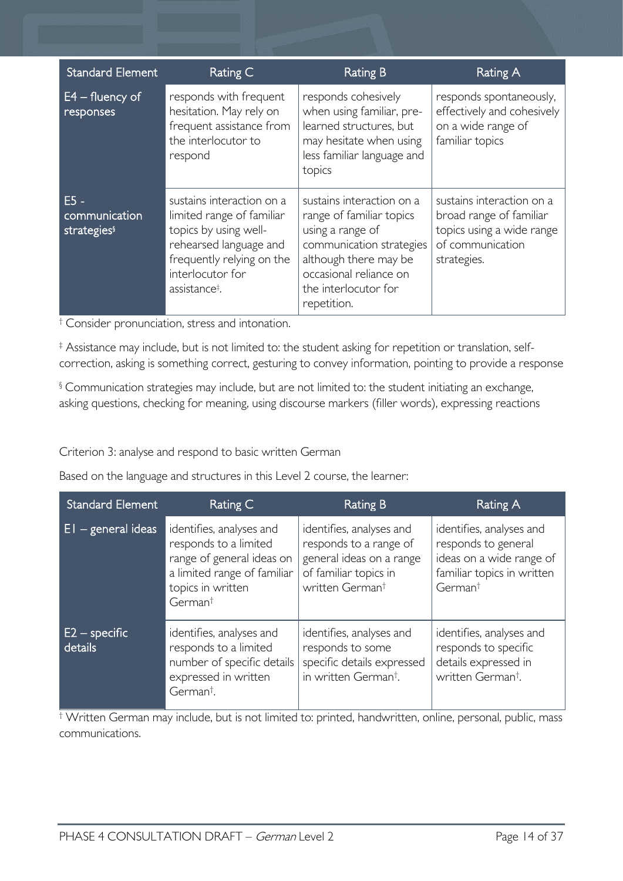| Standard Element | Rating C | Rating B | Rating A |
| --- | --- | --- | --- |
| E4 – fluency of responses | responds with frequent hesitation. May rely on frequent assistance from the interlocutor to respond | responds cohesively when using familiar, pre-learned structures, but may hesitate when using less familiar language and topics | responds spontaneously, effectively and cohesively on a wide range of familiar topics |
| E5 - communication strategies[§] | sustains interaction on a limited range of familiar topics by using well-rehearsed language and frequently relying on the interlocutor for assistance[‡]. | sustains interaction on a range of familiar topics using a range of communication strategies although there may be occasional reliance on the interlocutor for repetition. | sustains interaction on a broad range of familiar topics using a wide range of communication strategies. |

[†] Consider pronunciation, stress and intonation.

[‡] Assistance may include, but is not limited to: the student asking for repetition or translation, self-correction, asking is something correct, gesturing to convey information, pointing to provide a response

[§] Communication strategies may include, but are not limited to: the student initiating an exchange, asking questions, checking for meaning, using discourse markers (filler words), expressing reactions

Criterion 3: analyse and respond to basic written German

Based on the language and structures in this Level 2 course, the learner:

| Standard Element | Rating C | Rating B | Rating A |
| --- | --- | --- | --- |
| E1 – general ideas | identifies, analyses and responds to a limited range of general ideas on a limited range of familiar topics in written German[†] | identifies, analyses and responds to a range of general ideas on a range of familiar topics in written German[†] | identifies, analyses and responds to general ideas on a wide range of familiar topics in written German[†] |
| E2 – specific details | identifies, analyses and responds to a limited number of specific details expressed in written German[†]. | identifies, analyses and responds to some specific details expressed in written German[†]. | identifies, analyses and responds to specific details expressed in written German[†]. |

[†] Written German may include, but is not limited to: printed, handwritten, online, personal, public, mass communications.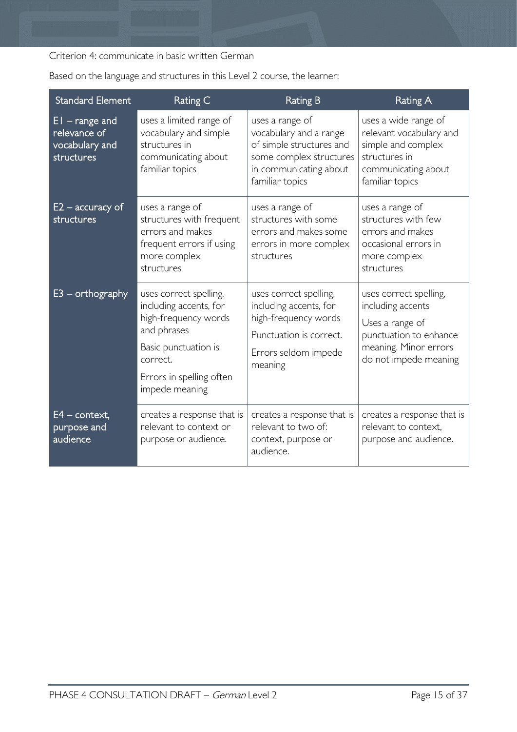Criterion 4: communicate in basic written German

Based on the language and structures in this Level 2 course, the learner:

| Standard Element | Rating C | Rating B | Rating A |
|---|---|---|---|
| E1 – range and relevance of vocabulary and structures | uses a limited range of vocabulary and simple structures in communicating about familiar topics | uses a range of vocabulary and a range of simple structures and some complex structures in communicating about familiar topics | uses a wide range of relevant vocabulary and simple and complex structures in communicating about familiar topics |
| E2 – accuracy of structures | uses a range of structures with frequent errors and makes frequent errors if using more complex structures | uses a range of structures with some errors and makes some errors in more complex structures | uses a range of structures with few errors and makes occasional errors in more complex structures |
| E3 – orthography | uses correct spelling, including accents, for high-frequency words and phrases<br>Basic punctuation is correct.<br>Errors in spelling often impede meaning | uses correct spelling, including accents, for high-frequency words<br>Punctuation is correct.<br>Errors seldom impede meaning | uses correct spelling, including accents<br>Uses a range of punctuation to enhance meaning. Minor errors do not impede meaning |
| E4 – context, purpose and audience | creates a response that is relevant to context or purpose or audience. | creates a response that is relevant to two of: context, purpose or audience. | creates a response that is relevant to context, purpose and audience. |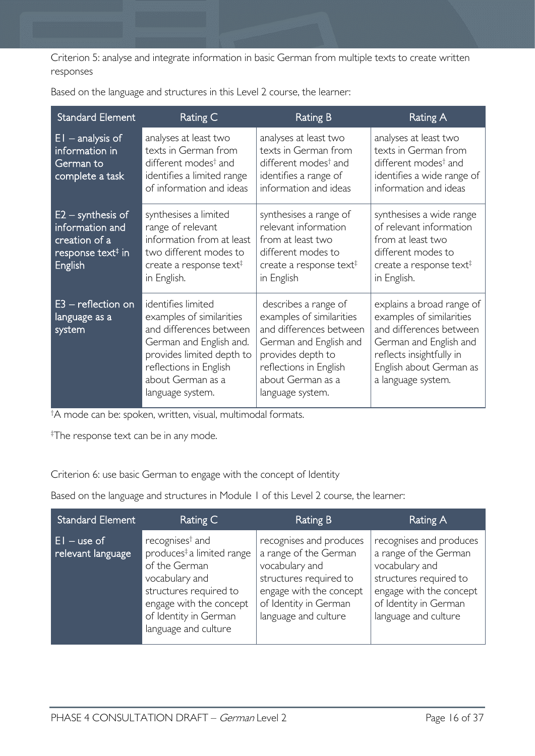Criterion 5: analyse and integrate information in basic German from multiple texts to create written responses

Based on the language and structures in this Level 2 course, the learner:

| Standard Element | Rating C | Rating B | Rating A |
|---|---|---|---|
| E1 – analysis of information in German to complete a task | analyses at least two texts in German from different modes† and identifies a limited range of information and ideas | analyses at least two texts in German from different modes† and identifies a range of information and ideas | analyses at least two texts in German from different modes† and identifies a wide range of information and ideas |
| E2 – synthesis of information and creation of a response text‡ in English | synthesises a limited range of relevant information from at least two different modes to create a response text‡ in English. | synthesises a range of relevant information from at least two different modes to create a response text‡ in English | synthesises a wide range of relevant information from at least two different modes to create a response text‡ in English. |
| E3 – reflection on language as a system | identifies limited examples of similarities and differences between German and English and. provides limited depth to reflections in English about German as a language system. | describes a range of examples of similarities and differences between German and English and provides depth to reflections in English about German as a language system. | explains a broad range of examples of similarities and differences between German and English and reflects insightfully in English about German as a language system. |

†A mode can be: spoken, written, visual, multimodal formats.

‡The response text can be in any mode.

Criterion 6: use basic German to engage with the concept of Identity

Based on the language and structures in Module 1 of this Level 2 course, the learner:

| Standard Element | Rating C | Rating B | Rating A |
|---|---|---|---|
| E1 – use of relevant language | recognises† and produces‡ a limited range of the German vocabulary and structures required to engage with the concept of Identity in German language and culture | recognises and produces a range of the German vocabulary and structures required to engage with the concept of Identity in German language and culture | recognises and produces a range of the German vocabulary and structures required to engage with the concept of Identity in German language and culture |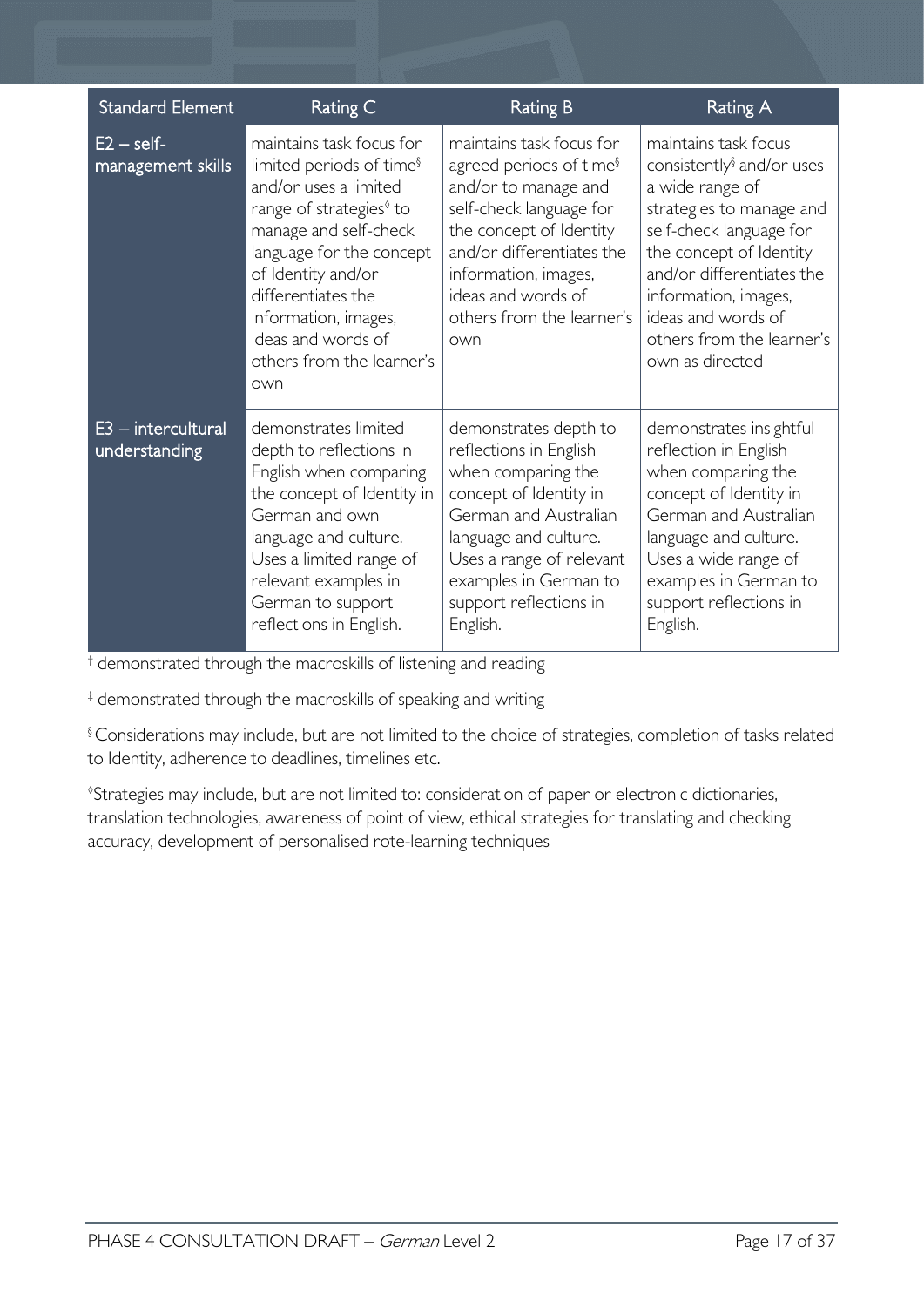| Standard Element | Rating C | Rating B | Rating A |
| --- | --- | --- | --- |
| E2 – self-management skills | maintains task focus for limited periods of time§ and/or uses a limited range of strategies◊ to manage and self-check language for the concept of Identity and/or differentiates the information, images, ideas and words of others from the learner's own | maintains task focus for agreed periods of time§ and/or to manage and self-check language for the concept of Identity and/or differentiates the information, images, ideas and words of others from the learner's own | maintains task focus consistently§ and/or uses a wide range of strategies to manage and self-check language for the concept of Identity and/or differentiates the information, images, ideas and words of others from the learner's own as directed |
| E3 – intercultural understanding | demonstrates limited depth to reflections in English when comparing the concept of Identity in German and own language and culture. Uses a limited range of relevant examples in German to support reflections in English. | demonstrates depth to reflections in English when comparing the concept of Identity in German and Australian language and culture. Uses a range of relevant examples in German to support reflections in English. | demonstrates insightful reflection in English when comparing the concept of Identity in German and Australian language and culture. Uses a wide range of examples in German to support reflections in English. |

† demonstrated through the macroskills of listening and reading

‡ demonstrated through the macroskills of speaking and writing

§ Considerations may include, but are not limited to the choice of strategies, completion of tasks related to Identity, adherence to deadlines, timelines etc.

◊ Strategies may include, but are not limited to: consideration of paper or electronic dictionaries, translation technologies, awareness of point of view, ethical strategies for translating and checking accuracy, development of personalised rote-learning techniques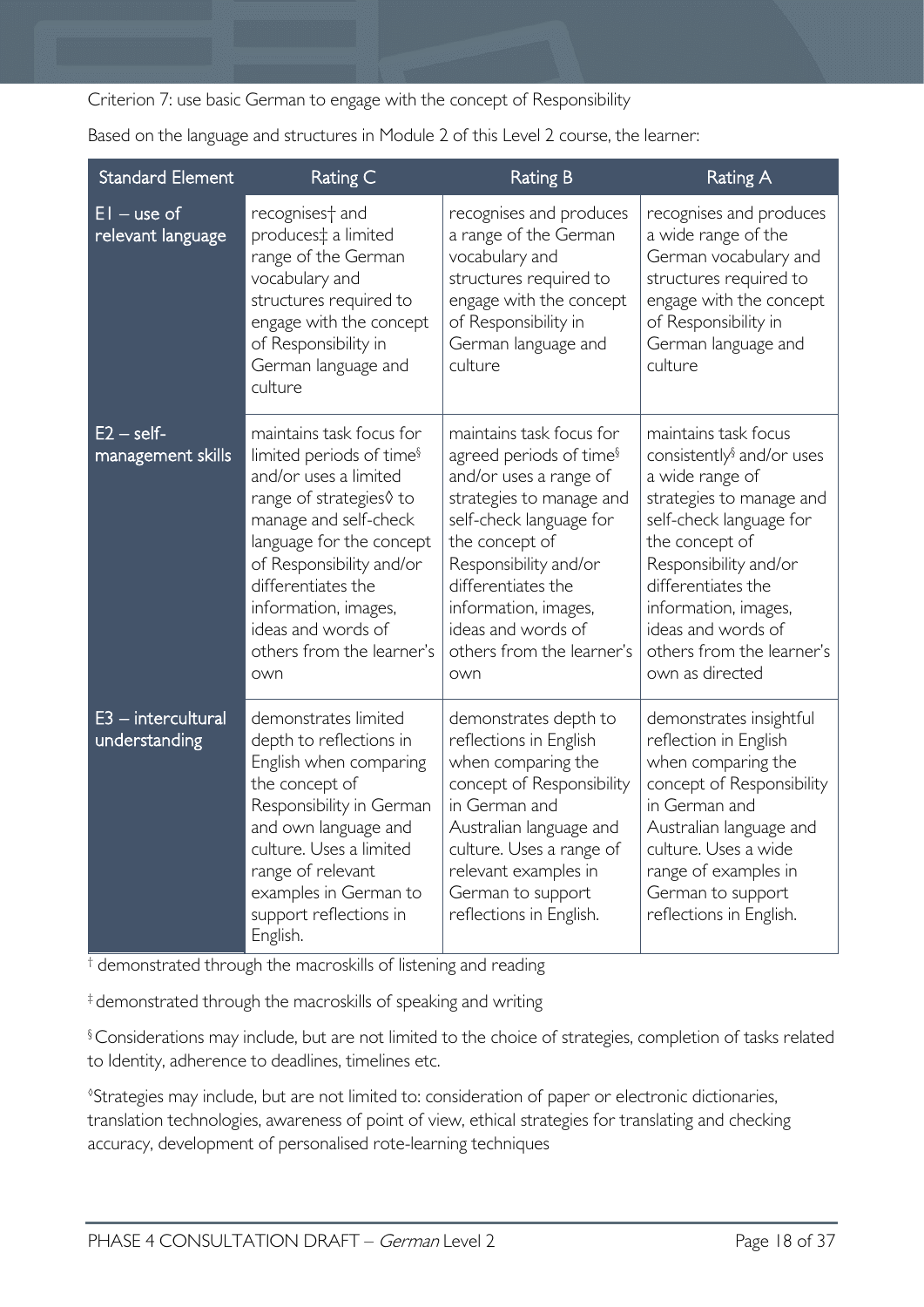Criterion 7: use basic German to engage with the concept of Responsibility

Based on the language and structures in Module 2 of this Level 2 course, the learner:

| Standard Element | Rating C | Rating B | Rating A |
|---|---|---|---|
| E1 – use of relevant language | recognises† and produces‡ a limited range of the German vocabulary and structures required to engage with the concept of Responsibility in German language and culture | recognises and produces a range of the German vocabulary and structures required to engage with the concept of Responsibility in German language and culture | recognises and produces a wide range of the German vocabulary and structures required to engage with the concept of Responsibility in German language and culture |
| E2 – self-management skills | maintains task focus for limited periods of time§ and/or uses a limited range of strategies◊ to manage and self-check language for the concept of Responsibility and/or differentiates the information, images, ideas and words of others from the learner's own | maintains task focus for agreed periods of time§ and/or uses a range of strategies to manage and self-check language for the concept of Responsibility and/or differentiates the information, images, ideas and words of others from the learner's own | maintains task focus consistently§ and/or uses a wide range of strategies to manage and self-check language for the concept of Responsibility and/or differentiates the information, images, ideas and words of others from the learner's own as directed |
| E3 – intercultural understanding | demonstrates limited depth to reflections in English when comparing the concept of Responsibility in German and own language and culture. Uses a limited range of relevant examples in German to support reflections in English. | demonstrates depth to reflections in English when comparing the concept of Responsibility in German and Australian language and culture. Uses a range of relevant examples in German to support reflections in English. | demonstrates insightful reflection in English when comparing the concept of Responsibility in German and Australian language and culture. Uses a wide range of examples in German to support reflections in English. |

† demonstrated through the macroskills of listening and reading

‡ demonstrated through the macroskills of speaking and writing

§ Considerations may include, but are not limited to the choice of strategies, completion of tasks related to Identity, adherence to deadlines, timelines etc.

◊ Strategies may include, but are not limited to: consideration of paper or electronic dictionaries, translation technologies, awareness of point of view, ethical strategies for translating and checking accuracy, development of personalised rote-learning techniques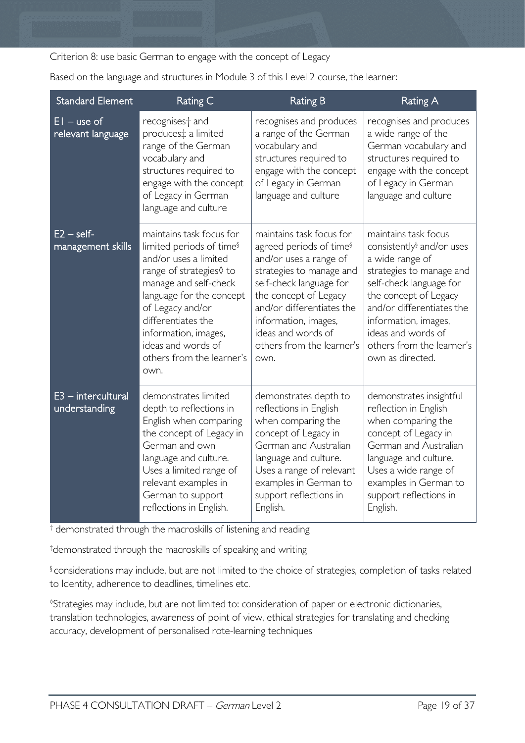Criterion 8: use basic German to engage with the concept of Legacy

Based on the language and structures in Module 3 of this Level 2 course, the learner:

| Standard Element | Rating C | Rating B | Rating A |
|---|---|---|---|
| E1 – use of relevant language | recognises† and produces‡ a limited range of the German vocabulary and structures required to engage with the concept of Legacy in German language and culture | recognises and produces a range of the German vocabulary and structures required to engage with the concept of Legacy in German language and culture | recognises and produces a wide range of the German vocabulary and structures required to engage with the concept of Legacy in German language and culture |
| E2 – self-management skills | maintains task focus for limited periods of time§ and/or uses a limited range of strategies◊ to manage and self-check language for the concept of Legacy and/or differentiates the information, images, ideas and words of others from the learner's own. | maintains task focus for agreed periods of time§ and/or uses a range of strategies to manage and self-check language for the concept of Legacy and/or differentiates the information, images, ideas and words of others from the learner's own. | maintains task focus consistently§ and/or uses a wide range of strategies to manage and self-check language for the concept of Legacy and/or differentiates the information, images, ideas and words of others from the learner's own as directed. |
| E3 – intercultural understanding | demonstrates limited depth to reflections in English when comparing the concept of Legacy in German and own language and culture. Uses a limited range of relevant examples in German to support reflections in English. | demonstrates depth to reflections in English when comparing the concept of Legacy in German and Australian language and culture. Uses a range of relevant examples in German to support reflections in English. | demonstrates insightful reflection in English when comparing the concept of Legacy in German and Australian language and culture. Uses a wide range of examples in German to support reflections in English. |

† demonstrated through the macroskills of listening and reading

‡ demonstrated through the macroskills of speaking and writing

§ considerations may include, but are not limited to the choice of strategies, completion of tasks related to Identity, adherence to deadlines, timelines etc.

◊ Strategies may include, but are not limited to: consideration of paper or electronic dictionaries, translation technologies, awareness of point of view, ethical strategies for translating and checking accuracy, development of personalised rote-learning techniques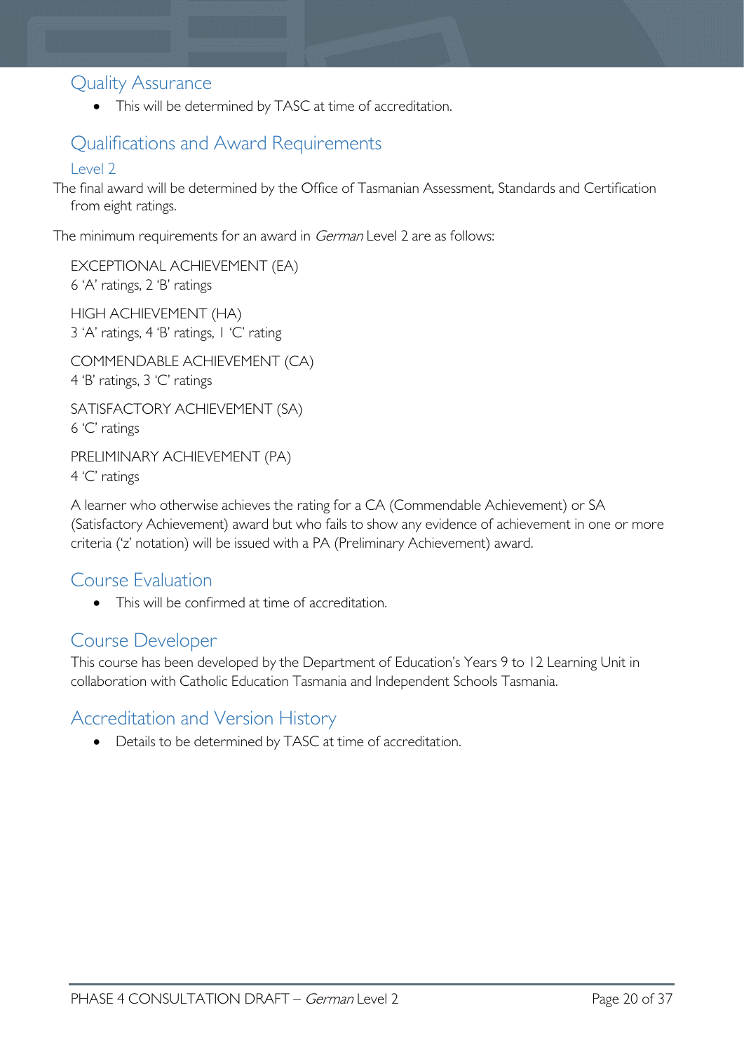## Quality Assurance

- This will be determined by TASC at time of accreditation.

## Qualifications and Award Requirements

### Level 2

The final award will be determined by the Office of Tasmanian Assessment, Standards and Certification from eight ratings.

The minimum requirements for an award in *German* Level 2 are as follows:

EXCEPTIONAL ACHIEVEMENT (EA)
6 'A' ratings, 2 'B' ratings

HIGH ACHIEVEMENT (HA)
3 'A' ratings, 4 'B' ratings, 1 'C' rating

COMMENDABLE ACHIEVEMENT (CA)
4 'B' ratings, 3 'C' ratings

SATISFACTORY ACHIEVEMENT (SA)
6 'C' ratings

PRELIMINARY ACHIEVEMENT (PA)
4 'C' ratings

A learner who otherwise achieves the rating for a CA (Commendable Achievement) or SA (Satisfactory Achievement) award but who fails to show any evidence of achievement in one or more criteria ('z' notation) will be issued with a PA (Preliminary Achievement) award.

## Course Evaluation

- This will be confirmed at time of accreditation.

## Course Developer

This course has been developed by the Department of Education's Years 9 to 12 Learning Unit in collaboration with Catholic Education Tasmania and Independent Schools Tasmania.

## Accreditation and Version History

- Details to be determined by TASC at time of accreditation.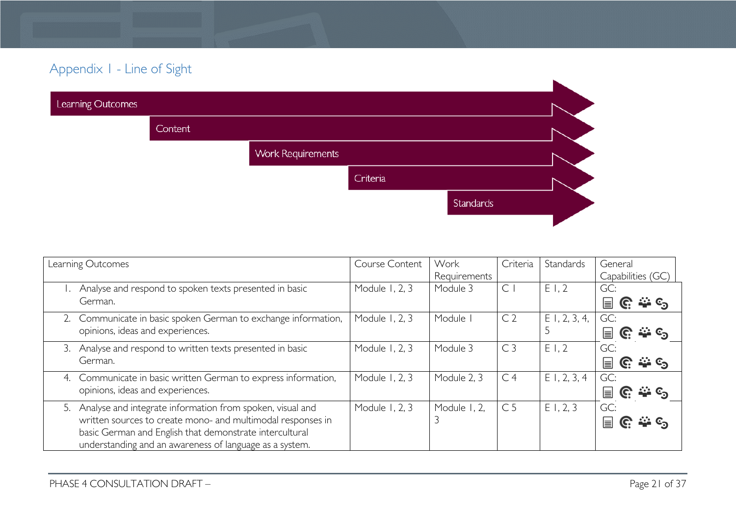## Appendix 1 - Line of Sight

Learning Outcomes

Content

Work Requirements

Criteria

Standards

| Learning Outcomes | Course Content | Work Requirements | Criteria | Standards | General Capabilities (GC) |
|---|---|---|---|---|---|
| 1. Analyse and respond to spoken texts presented in basic German. | Module 1, 2, 3 | Module 3 | C 1 | E 1, 2 | GC: |
| 2. Communicate in basic spoken German to exchange information, opinions, ideas and experiences. | Module 1, 2, 3 | Module 1 | C 2 | E 1, 2, 3, 4, 5 | GC: |
| 3. Analyse and respond to written texts presented in basic German. | Module 1, 2, 3 | Module 3 | C 3 | E 1, 2 | GC: |
| 4. Communicate in basic written German to express information, opinions, ideas and experiences. | Module 1, 2, 3 | Module 2, 3 | C 4 | E 1, 2, 3, 4 | GC: |
| 5. Analyse and integrate information from spoken, visual and written sources to create mono- and multimodal responses in basic German and English that demonstrate intercultural understanding and an awareness of language as a system. | Module 1, 2, 3 | Module 1, 2, 3 | C 5 | E 1, 2, 3 | GC: |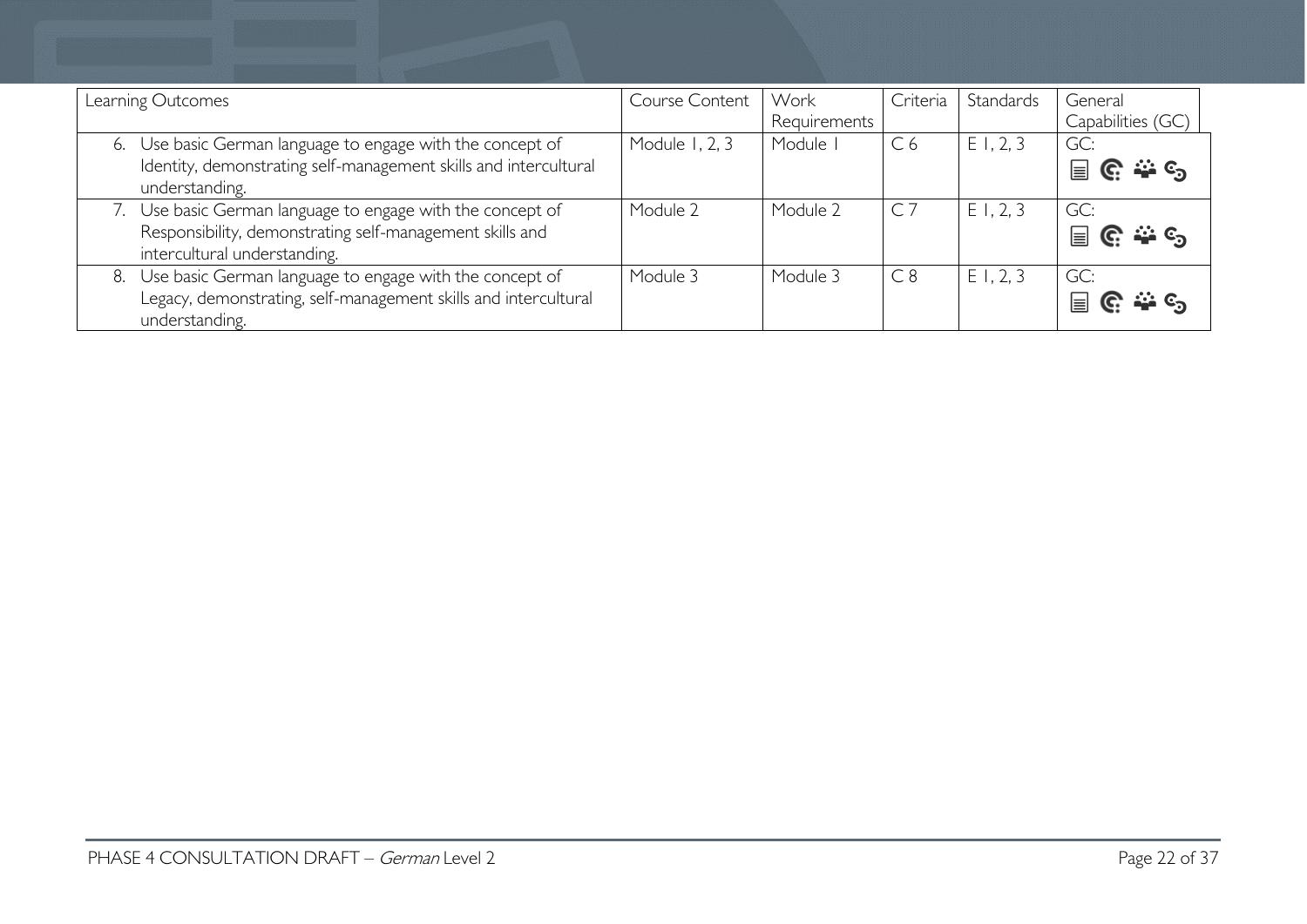| Learning Outcomes | Course Content | Work Requirements | Criteria | Standards | General Capabilities (GC) |
|---|---|---|---|---|---|
| 6. Use basic German language to engage with the concept of Identity, demonstrating self-management skills and intercultural understanding. | Module 1, 2, 3 | Module 1 | C 6 | E 1, 2, 3 | GC: |
| 7. Use basic German language to engage with the concept of Responsibility, demonstrating self-management skills and intercultural understanding. | Module 2 | Module 2 | C 7 | E 1, 2, 3 | GC: |
| 8. Use basic German language to engage with the concept of Legacy, demonstrating, self-management skills and intercultural understanding. | Module 3 | Module 3 | C 8 | E 1, 2, 3 | GC: |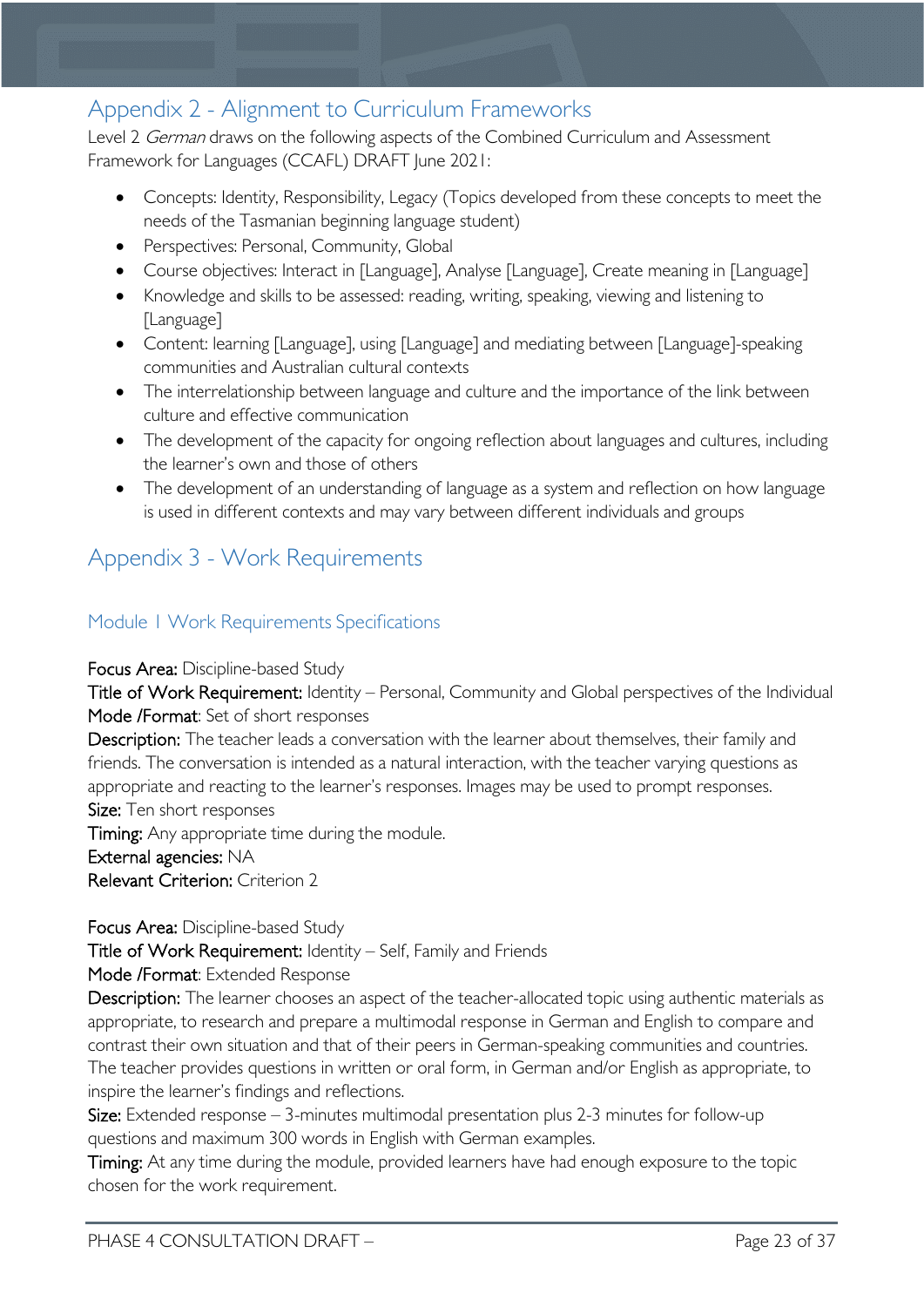## Appendix 2 - Alignment to Curriculum Frameworks

Level 2 *German* draws on the following aspects of the Combined Curriculum and Assessment Framework for Languages (CCAFL) DRAFT June 2021:

- Concepts: Identity, Responsibility, Legacy (Topics developed from these concepts to meet the needs of the Tasmanian beginning language student)
- Perspectives: Personal, Community, Global
- Course objectives: Interact in [Language], Analyse [Language], Create meaning in [Language]
- Knowledge and skills to be assessed: reading, writing, speaking, viewing and listening to [Language]
- Content: learning [Language], using [Language] and mediating between [Language]-speaking communities and Australian cultural contexts
- The interrelationship between language and culture and the importance of the link between culture and effective communication
- The development of the capacity for ongoing reflection about languages and cultures, including the learner's own and those of others
- The development of an understanding of language as a system and reflection on how language is used in different contexts and may vary between different individuals and groups

## Appendix 3 - Work Requirements

### Module 1 Work Requirements Specifications

**Focus Area:** Discipline-based Study
**Title of Work Requirement:** Identity – Personal, Community and Global perspectives of the Individual
**Mode /Format**: Set of short responses
**Description:** The teacher leads a conversation with the learner about themselves, their family and friends. The conversation is intended as a natural interaction, with the teacher varying questions as appropriate and reacting to the learner's responses. Images may be used to prompt responses.
**Size:** Ten short responses
**Timing:** Any appropriate time during the module.
**External agencies:** NA
**Relevant Criterion:** Criterion 2

**Focus Area:** Discipline-based Study
**Title of Work Requirement:** Identity – Self, Family and Friends
**Mode /Format**: Extended Response
**Description:** The learner chooses an aspect of the teacher-allocated topic using authentic materials as appropriate, to research and prepare a multimodal response in German and English to compare and contrast their own situation and that of their peers in German-speaking communities and countries. The teacher provides questions in written or oral form, in German and/or English as appropriate, to inspire the learner's findings and reflections.
**Size:** Extended response – 3-minutes multimodal presentation plus 2-3 minutes for follow-up questions and maximum 300 words in English with German examples.
**Timing:** At any time during the module, provided learners have had enough exposure to the topic chosen for the work requirement.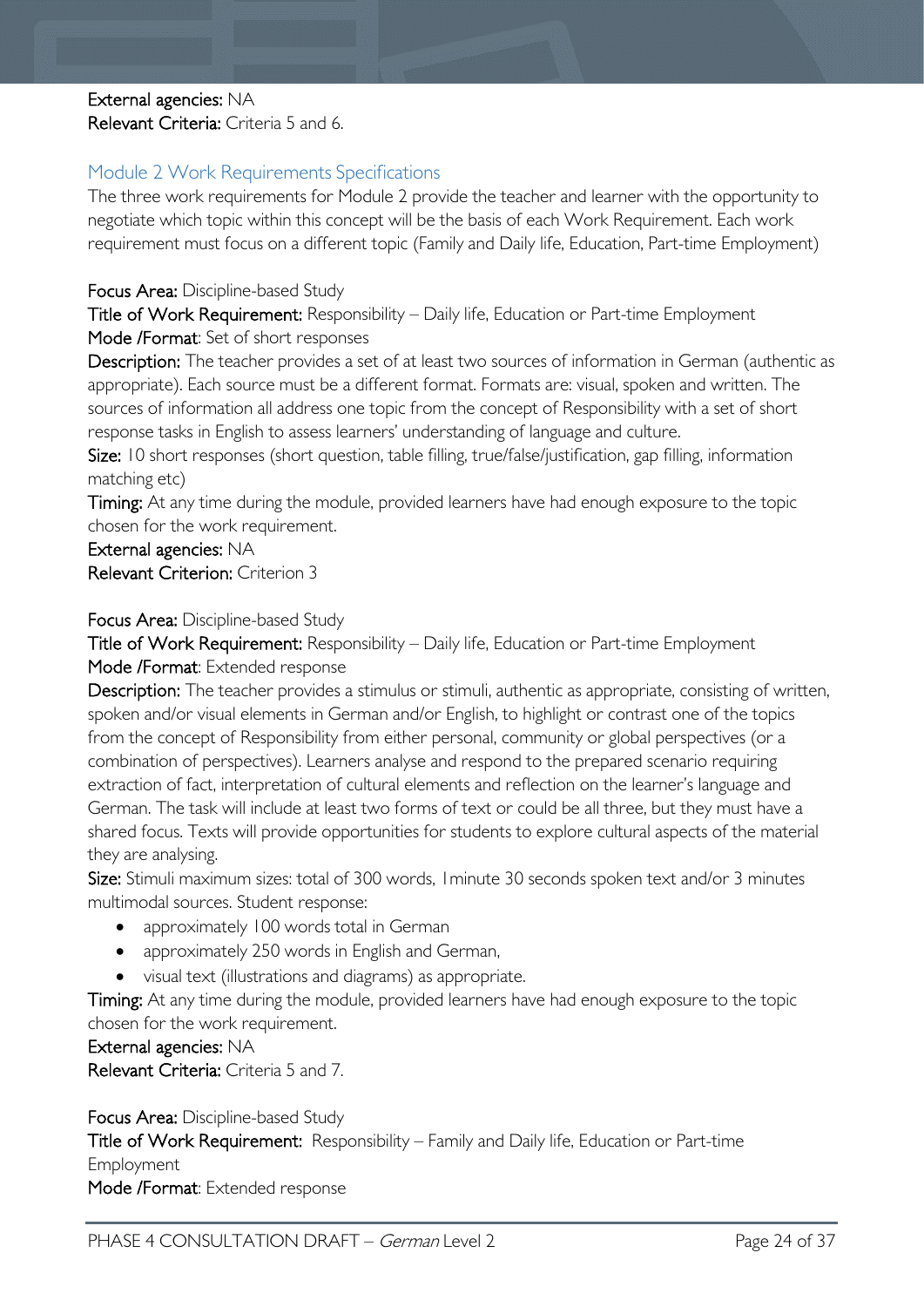**External agencies:** NA
**Relevant Criteria:** Criteria 5 and 6.

## Module 2 Work Requirements Specifications

The three work requirements for Module 2 provide the teacher and learner with the opportunity to negotiate which topic within this concept will be the basis of each Work Requirement. Each work requirement must focus on a different topic (Family and Daily life, Education, Part-time Employment)

**Focus Area:** Discipline-based Study
**Title of Work Requirement:** Responsibility – Daily life, Education or Part-time Employment
**Mode /Format**: Set of short responses
**Description:** The teacher provides a set of at least two sources of information in German (authentic as appropriate). Each source must be a different format. Formats are: visual, spoken and written. The sources of information all address one topic from the concept of Responsibility with a set of short response tasks in English to assess learners' understanding of language and culture.
**Size:** 10 short responses (short question, table filling, true/false/justification, gap filling, information matching etc)
**Timing:** At any time during the module, provided learners have had enough exposure to the topic chosen for the work requirement.
**External agencies:** NA
**Relevant Criterion:** Criterion 3

**Focus Area:** Discipline-based Study
**Title of Work Requirement:** Responsibility – Daily life, Education or Part-time Employment
**Mode /Format**: Extended response
**Description:** The teacher provides a stimulus or stimuli, authentic as appropriate, consisting of written, spoken and/or visual elements in German and/or English, to highlight or contrast one of the topics from the concept of Responsibility from either personal, community or global perspectives (or a combination of perspectives). Learners analyse and respond to the prepared scenario requiring extraction of fact, interpretation of cultural elements and reflection on the learner's language and German. The task will include at least two forms of text or could be all three, but they must have a shared focus. Texts will provide opportunities for students to explore cultural aspects of the material they are analysing.
**Size:** Stimuli maximum sizes: total of 300 words, 1minute 30 seconds spoken text and/or 3 minutes multimodal sources. Student response:

- approximately 100 words total in German
- approximately 250 words in English and German,
- visual text (illustrations and diagrams) as appropriate.

**Timing:** At any time during the module, provided learners have had enough exposure to the topic chosen for the work requirement.
**External agencies:** NA
**Relevant Criteria:** Criteria 5 and 7.

**Focus Area:** Discipline-based Study
**Title of Work Requirement:** Responsibility – Family and Daily life, Education or Part-time Employment
**Mode /Format**: Extended response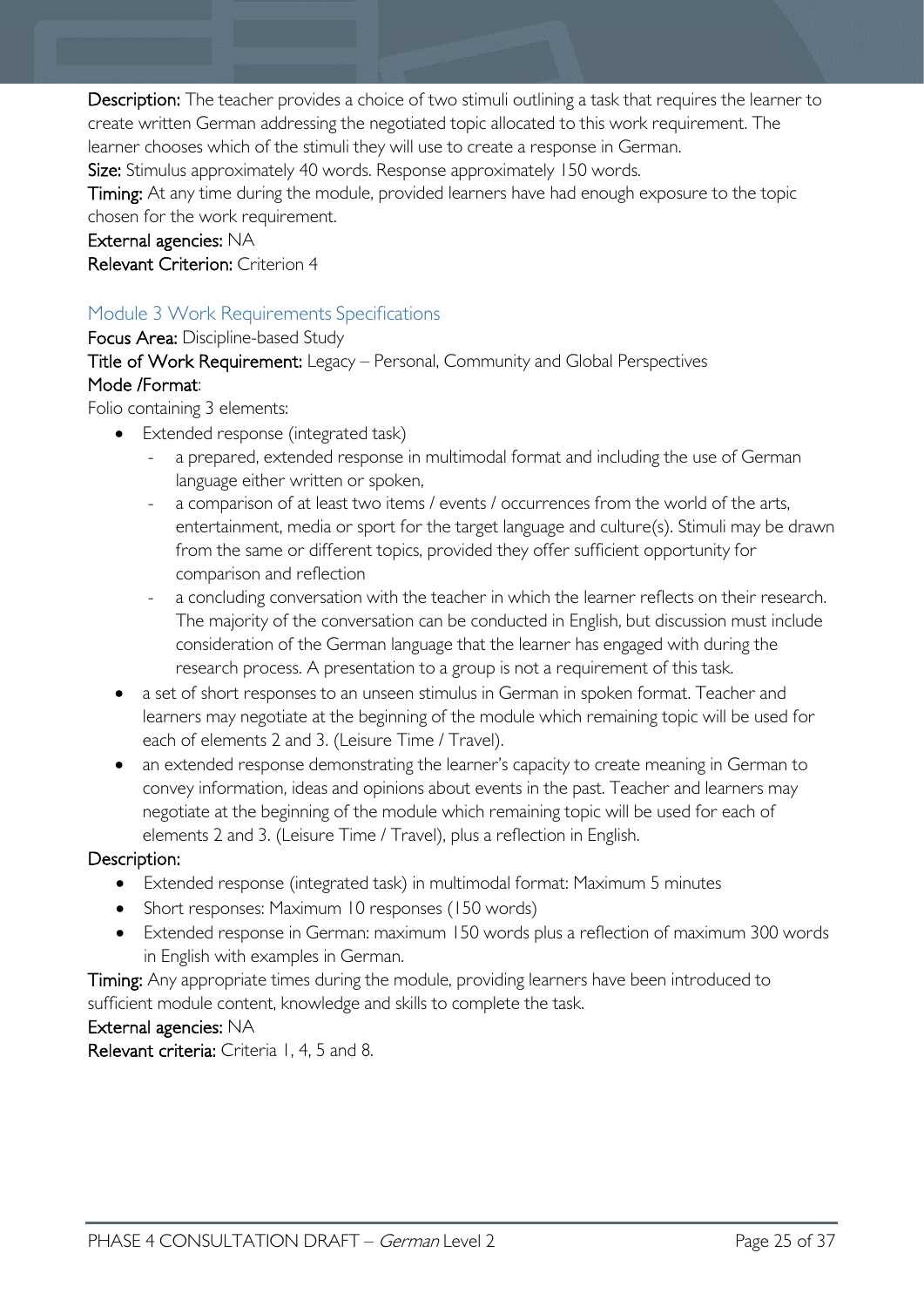**Description:** The teacher provides a choice of two stimuli outlining a task that requires the learner to create written German addressing the negotiated topic allocated to this work requirement. The learner chooses which of the stimuli they will use to create a response in German.

**Size:** Stimulus approximately 40 words. Response approximately 150 words.

**Timing:** At any time during the module, provided learners have had enough exposure to the topic chosen for the work requirement.

**External agencies:** NA

**Relevant Criterion:** Criterion 4

## Module 3 Work Requirements Specifications

**Focus Area:** Discipline-based Study

**Title of Work Requirement:** Legacy – Personal, Community and Global Perspectives

**Mode /Format**:

Folio containing 3 elements:

- Extended response (integrated task)
    - a prepared, extended response in multimodal format and including the use of German language either written or spoken,
    - a comparison of at least two items / events / occurrences from the world of the arts, entertainment, media or sport for the target language and culture(s). Stimuli may be drawn from the same or different topics, provided they offer sufficient opportunity for comparison and reflection
    - a concluding conversation with the teacher in which the learner reflects on their research. The majority of the conversation can be conducted in English, but discussion must include consideration of the German language that the learner has engaged with during the research process. A presentation to a group is not a requirement of this task.
- a set of short responses to an unseen stimulus in German in spoken format. Teacher and learners may negotiate at the beginning of the module which remaining topic will be used for each of elements 2 and 3. (Leisure Time / Travel).
- an extended response demonstrating the learner's capacity to create meaning in German to convey information, ideas and opinions about events in the past. Teacher and learners may negotiate at the beginning of the module which remaining topic will be used for each of elements 2 and 3. (Leisure Time / Travel), plus a reflection in English.

**Description:**

- Extended response (integrated task) in multimodal format: Maximum 5 minutes
- Short responses: Maximum 10 responses (150 words)
- Extended response in German: maximum 150 words plus a reflection of maximum 300 words in English with examples in German.

**Timing:** Any appropriate times during the module, providing learners have been introduced to sufficient module content, knowledge and skills to complete the task.

**External agencies:** NA

**Relevant criteria:** Criteria 1, 4, 5 and 8.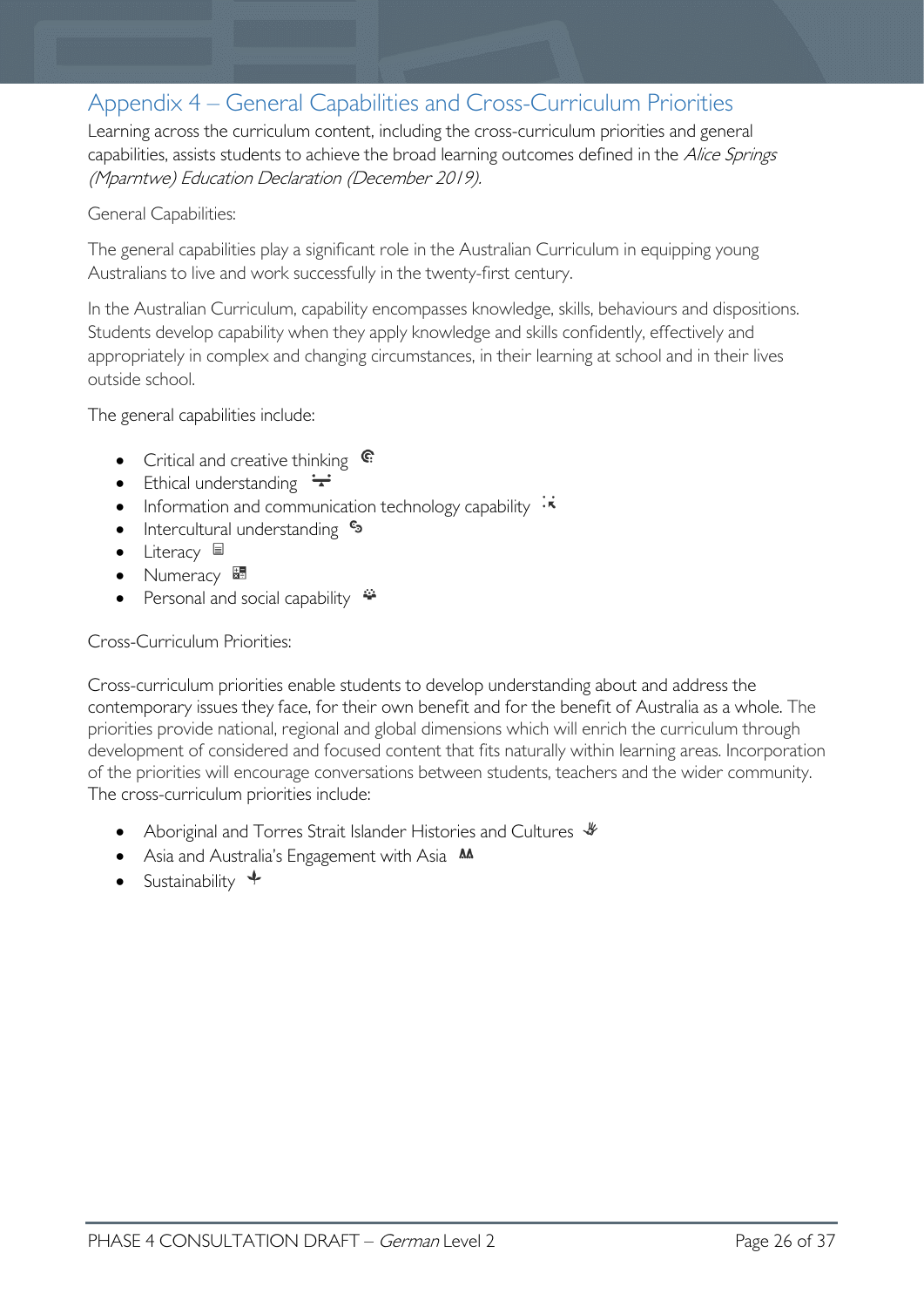# Appendix 4 – General Capabilities and Cross-Curriculum Priorities

Learning across the curriculum content, including the cross-curriculum priorities and general capabilities, assists students to achieve the broad learning outcomes defined in the *Alice Springs (Mparntwe) Education Declaration (December 2019).*

General Capabilities:

The general capabilities play a significant role in the Australian Curriculum in equipping young Australians to live and work successfully in the twenty-first century.

In the Australian Curriculum, capability encompasses knowledge, skills, behaviours and dispositions. Students develop capability when they apply knowledge and skills confidently, effectively and appropriately in complex and changing circumstances, in their learning at school and in their lives outside school.

The general capabilities include:

- Critical and creative thinking
- Ethical understanding
- Information and communication technology capability
- Intercultural understanding
- Literacy
- Numeracy
- Personal and social capability

Cross-Curriculum Priorities:

Cross-curriculum priorities enable students to develop understanding about and address the contemporary issues they face, for their own benefit and for the benefit of Australia as a whole. The priorities provide national, regional and global dimensions which will enrich the curriculum through development of considered and focused content that fits naturally within learning areas. Incorporation of the priorities will encourage conversations between students, teachers and the wider community. The cross-curriculum priorities include:

- Aboriginal and Torres Strait Islander Histories and Cultures
- Asia and Australia's Engagement with Asia
- Sustainability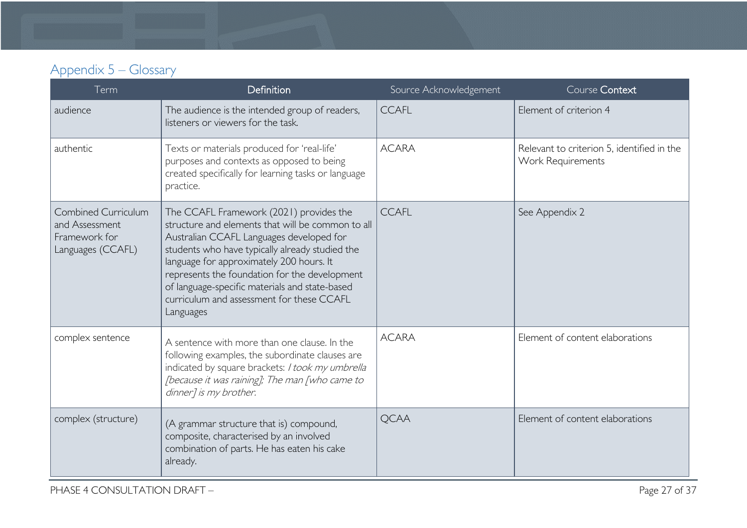## Appendix 5 – Glossary

| Term | Definition | Source Acknowledgement | Course Context |
|---|---|---|---|
| audience | The audience is the intended group of readers, listeners or viewers for the task. | CCAFL | Element of criterion 4 |
| authentic | Texts or materials produced for 'real-life' purposes and contexts as opposed to being created specifically for learning tasks or language practice. | ACARA | Relevant to criterion 5, identified in the Work Requirements |
| Combined Curriculum and Assessment Framework for Languages (CCAFL) | The CCAFL Framework (2021) provides the structure and elements that will be common to all Australian CCAFL Languages developed for students who have typically already studied the language for approximately 200 hours. It represents the foundation for the development of language-specific materials and state-based curriculum and assessment for these CCAFL Languages | CCAFL | See Appendix 2 |
| complex sentence | A sentence with more than one clause. In the following examples, the subordinate clauses are indicated by square brackets: *I took my umbrella [because it was raining]; The man [who came to dinner] is my brother.* | ACARA | Element of content elaborations |
| complex (structure) | (A grammar structure that is) compound, composite, characterised by an involved combination of parts. He has eaten his cake already. | QCAA | Element of content elaborations |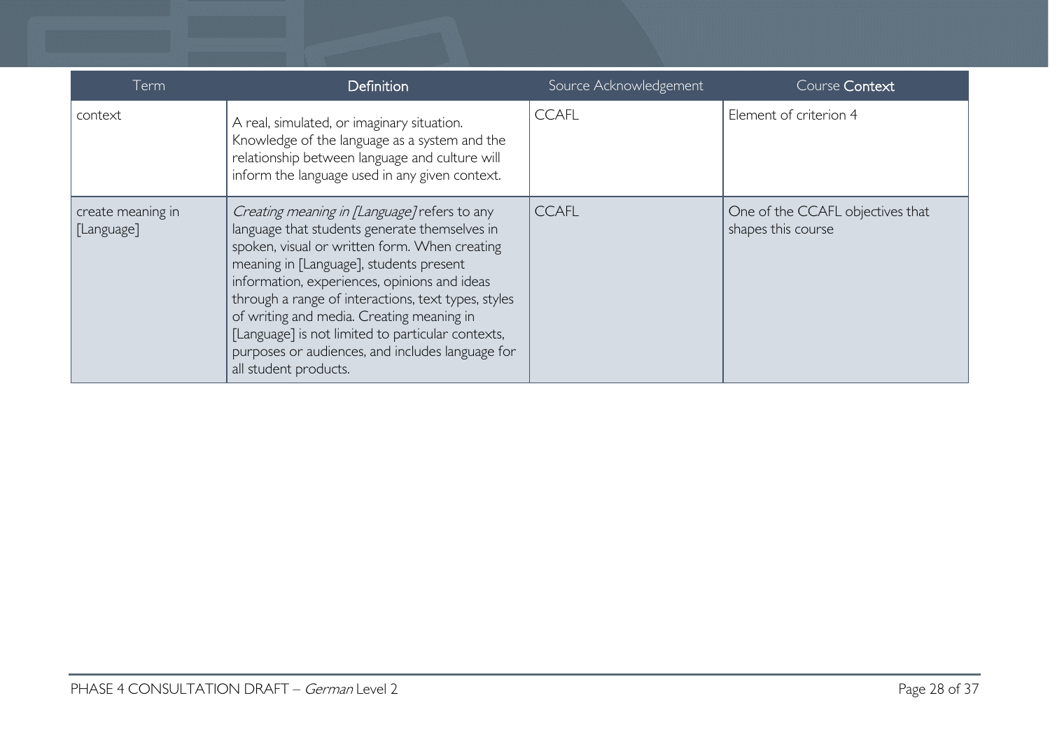| Term | Definition | Source Acknowledgement | Course Context |
| --- | --- | --- | --- |
| context | A real, simulated, or imaginary situation. Knowledge of the language as a system and the relationship between language and culture will inform the language used in any given context. | CCAFL | Element of criterion 4 |
| create meaning in [Language] | *Creating meaning in [Language]* refers to any language that students generate themselves in spoken, visual or written form. When creating meaning in [Language], students present information, experiences, opinions and ideas through a range of interactions, text types, styles of writing and media. Creating meaning in [Language] is not limited to particular contexts, purposes or audiences, and includes language for all student products. | CCAFL | One of the CCAFL objectives that shapes this course |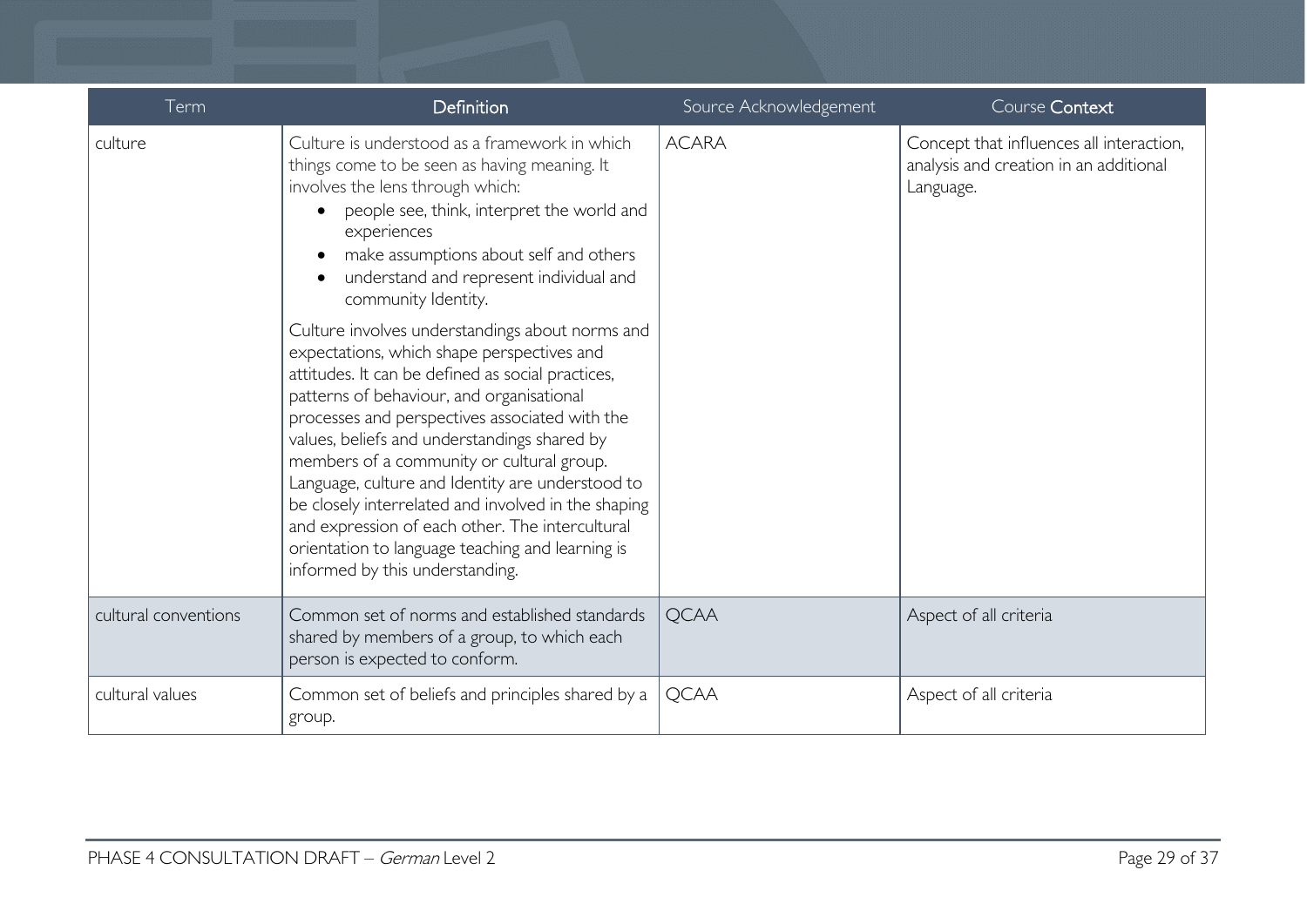| Term | Definition | Source Acknowledgement | Course Context |
|---|---|---|---|
| culture | Culture is understood as a framework in which things come to be seen as having meaning. It involves the lens through which: <br>• people see, think, interpret the world and experiences <br>• make assumptions about self and others <br>• understand and represent individual and community Identity. <br><br>Culture involves understandings about norms and expectations, which shape perspectives and attitudes. It can be defined as social practices, patterns of behaviour, and organisational processes and perspectives associated with the values, beliefs and understandings shared by members of a community or cultural group. Language, culture and Identity are understood to be closely interrelated and involved in the shaping and expression of each other. The intercultural orientation to language teaching and learning is informed by this understanding. | ACARA | Concept that influences all interaction, analysis and creation in an additional Language. |
| cultural conventions | Common set of norms and established standards shared by members of a group, to which each person is expected to conform. | QCAA | Aspect of all criteria |
| cultural values | Common set of beliefs and principles shared by a group. | QCAA | Aspect of all criteria |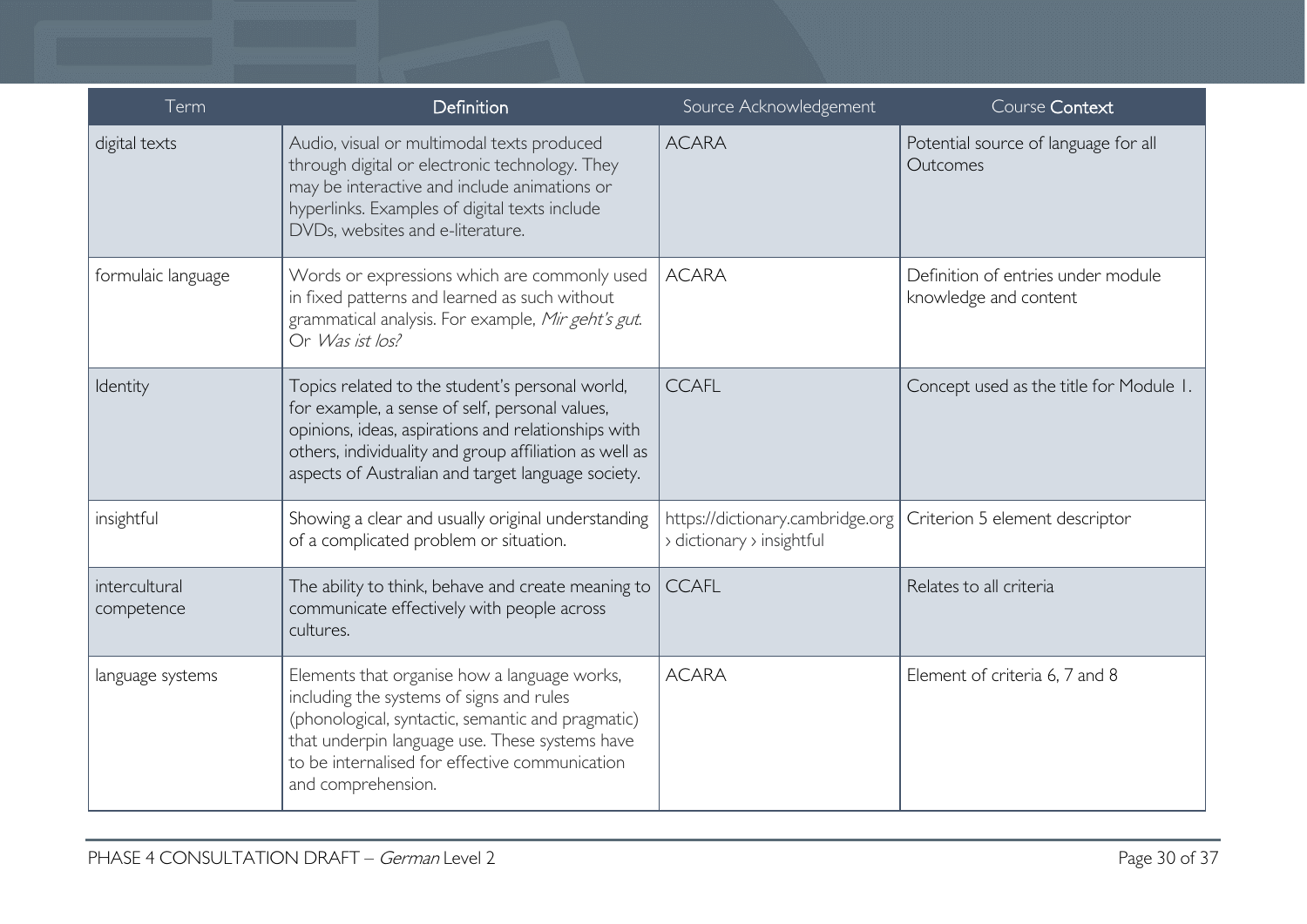| Term | Definition | Source Acknowledgement | Course Context |
|---|---|---|---|
| digital texts | Audio, visual or multimodal texts produced through digital or electronic technology. They may be interactive and include animations or hyperlinks. Examples of digital texts include DVDs, websites and e-literature. | ACARA | Potential source of language for all Outcomes |
| formulaic language | Words or expressions which are commonly used in fixed patterns and learned as such without grammatical analysis. For example, *Mir geht's gut*. Or *Was ist los?* | ACARA | Definition of entries under module knowledge and content |
| Identity | Topics related to the student's personal world, for example, a sense of self, personal values, opinions, ideas, aspirations and relationships with others, individuality and group affiliation as well as aspects of Australian and target language society. | CCAFL | Concept used as the title for Module 1. |
| insightful | Showing a clear and usually original understanding of a complicated problem or situation. | https://dictionary.cambridge.org › dictionary › insightful | Criterion 5 element descriptor |
| intercultural competence | The ability to think, behave and create meaning to communicate effectively with people across cultures. | CCAFL | Relates to all criteria |
| language systems | Elements that organise how a language works, including the systems of signs and rules (phonological, syntactic, semantic and pragmatic) that underpin language use. These systems have to be internalised for effective communication and comprehension. | ACARA | Element of criteria 6, 7 and 8 |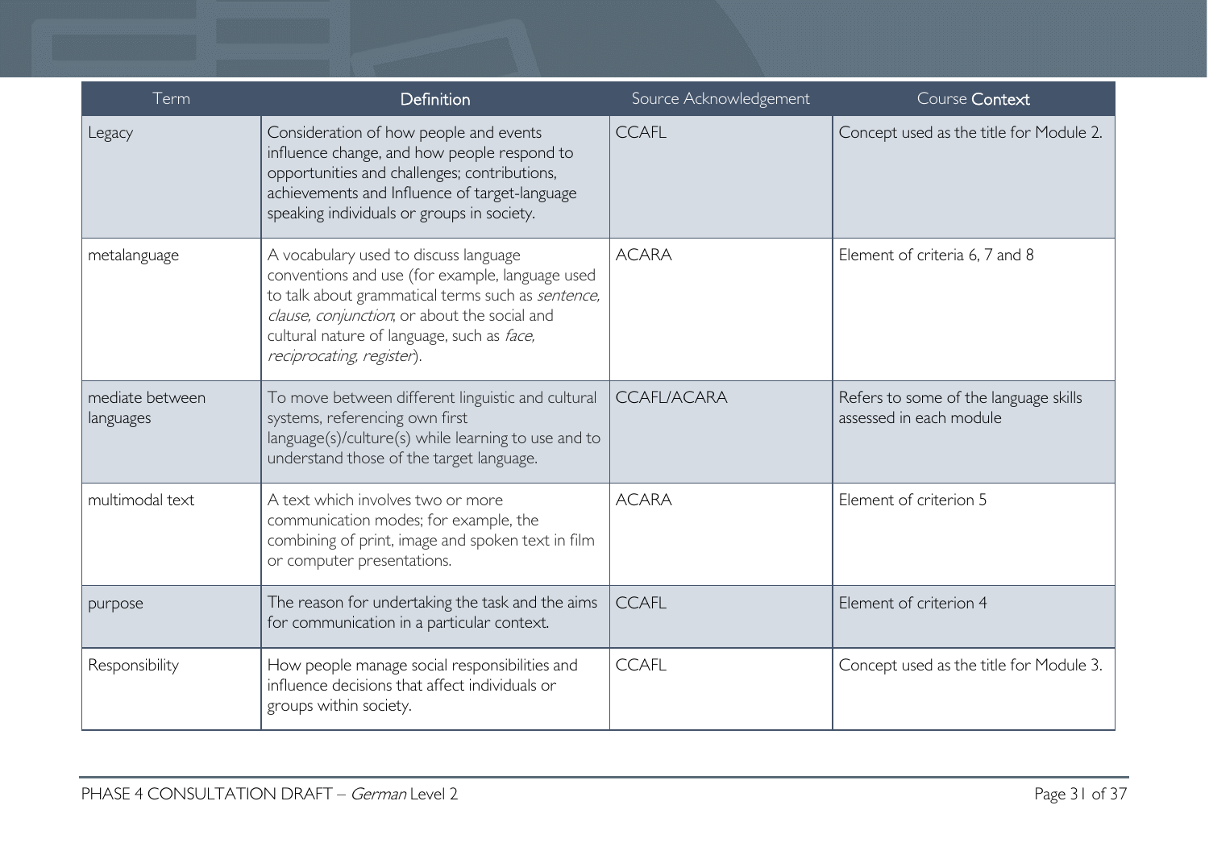| Term | Definition | Source Acknowledgement | Course Context |
| --- | --- | --- | --- |
| Legacy | Consideration of how people and events influence change, and how people respond to opportunities and challenges; contributions, achievements and Influence of target-language speaking individuals or groups in society. | CCAFL | Concept used as the title for Module 2. |
| metalanguage | A vocabulary used to discuss language conventions and use (for example, language used to talk about grammatical terms such as *sentence, clause, conjunction*; or about the social and cultural nature of language, such as *face, reciprocating, register*). | ACARA | Element of criteria 6, 7 and 8 |
| mediate between languages | To move between different linguistic and cultural systems, referencing own first language(s)/culture(s) while learning to use and to understand those of the target language. | CCAFL/ACARA | Refers to some of the language skills assessed in each module |
| multimodal text | A text which involves two or more communication modes; for example, the combining of print, image and spoken text in film or computer presentations. | ACARA | Element of criterion 5 |
| purpose | The reason for undertaking the task and the aims for communication in a particular context. | CCAFL | Element of criterion 4 |
| Responsibility | How people manage social responsibilities and influence decisions that affect individuals or groups within society. | CCAFL | Concept used as the title for Module 3. |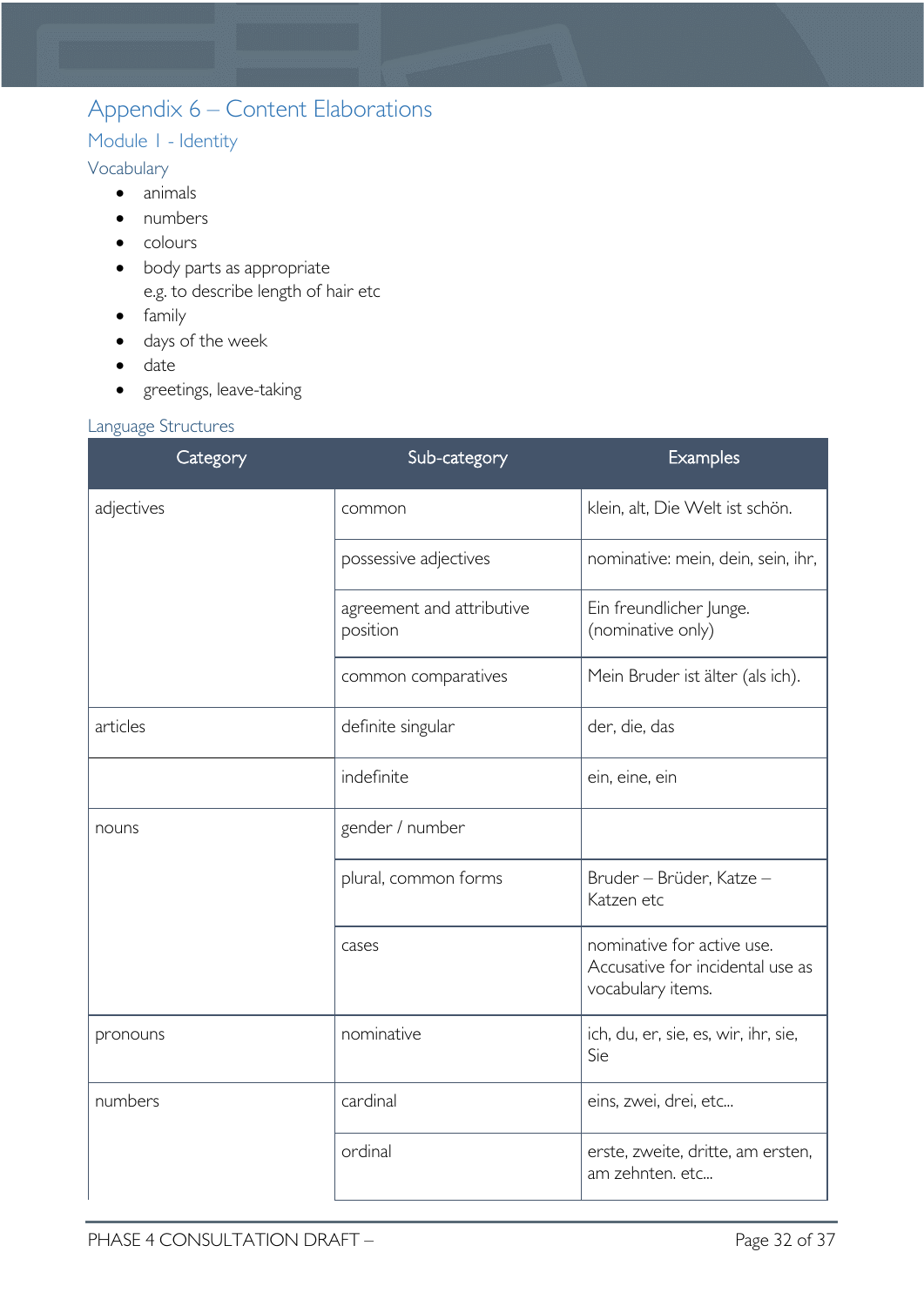# Appendix 6 – Content Elaborations

## Module 1 - Identity

### Vocabulary

- animals
- numbers
- colours
- body parts as appropriate
  e.g. to describe length of hair etc
- family
- days of the week
- date
- greetings, leave-taking

### Language Structures

| Category | Sub-category | Examples |
|---|---|---|
| adjectives | common | klein, alt, Die Welt ist schön. |
| | possessive adjectives | nominative: mein, dein, sein, ihr, |
| | agreement and attributive position | Ein freundlicher Junge. (nominative only) |
| | common comparatives | Mein Bruder ist älter (als ich). |
| articles | definite singular | der, die, das |
| | indefinite | ein, eine, ein |
| nouns | gender / number | |
| | plural, common forms | Bruder – Brüder, Katze – Katzen etc |
| | cases | nominative for active use. Accusative for incidental use as vocabulary items. |
| pronouns | nominative | ich, du, er, sie, es, wir, ihr, sie, Sie |
| numbers | cardinal | eins, zwei, drei, etc... |
| | ordinal | erste, zweite, dritte, am ersten, am zehnten. etc... |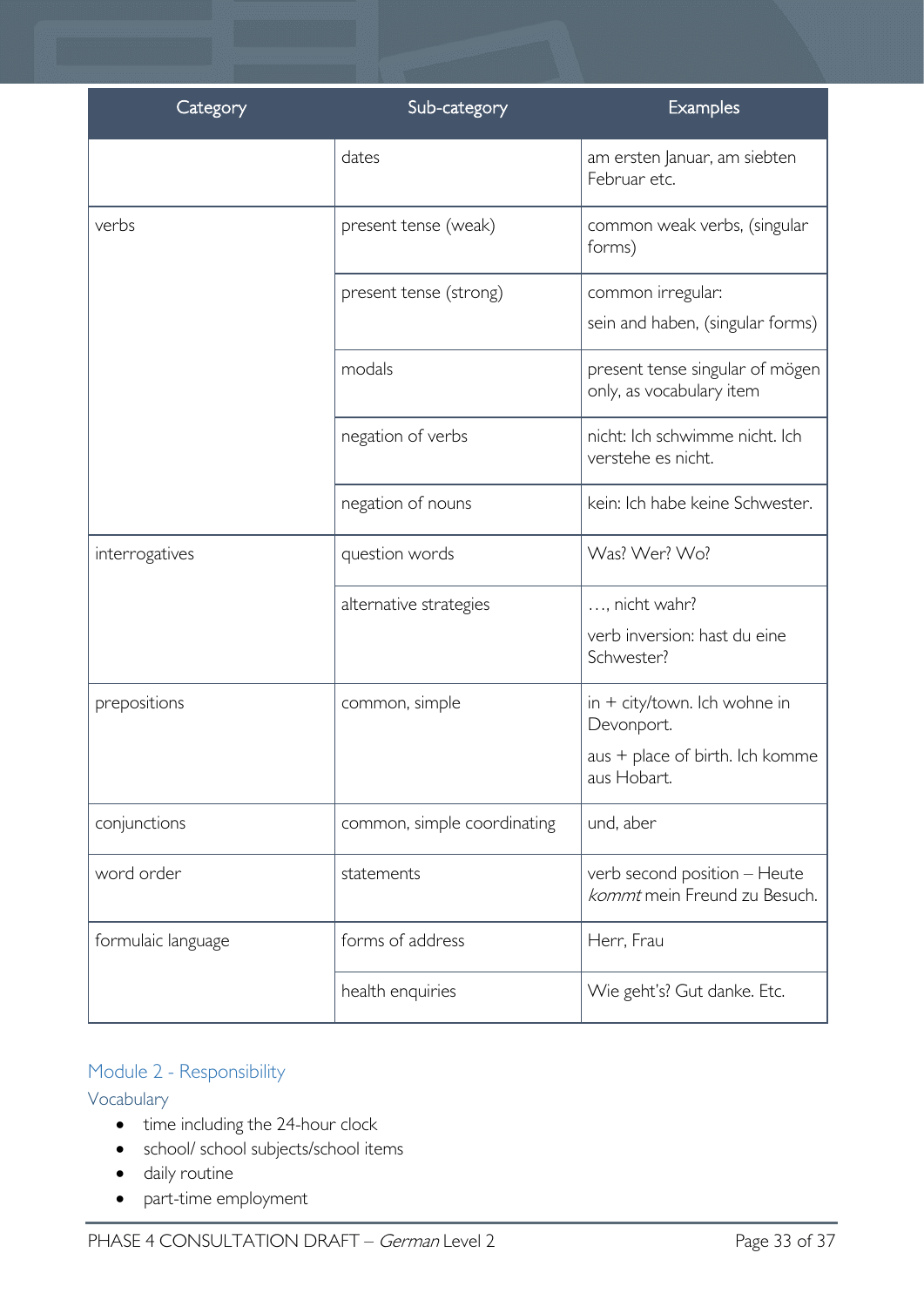| Category | Sub-category | Examples |
|---|---|---|
| | dates | am ersten Januar, am siebten Februar etc. |
| verbs | present tense (weak) | common weak verbs, (singular forms) |
| | present tense (strong) | common irregular: sein and haben, (singular forms) |
| | modals | present tense singular of mögen only, as vocabulary item |
| | negation of verbs | nicht: Ich schwimme nicht. Ich verstehe es nicht. |
| | negation of nouns | kein: Ich habe keine Schwester. |
| interrogatives | question words | Was? Wer? Wo? |
| | alternative strategies | …, nicht wahr? verb inversion: hast du eine Schwester? |
| prepositions | common, simple | in + city/town. Ich wohne in Devonport. aus + place of birth. Ich komme aus Hobart. |
| conjunctions | common, simple coordinating | und, aber |
| word order | statements | verb second position – Heute *kommt* mein Freund zu Besuch. |
| formulaic language | forms of address | Herr, Frau |
| | health enquiries | Wie geht's? Gut danke. Etc. |

## Module 2 - Responsibility

### Vocabulary

- time including the 24-hour clock
- school/ school subjects/school items
- daily routine
- part-time employment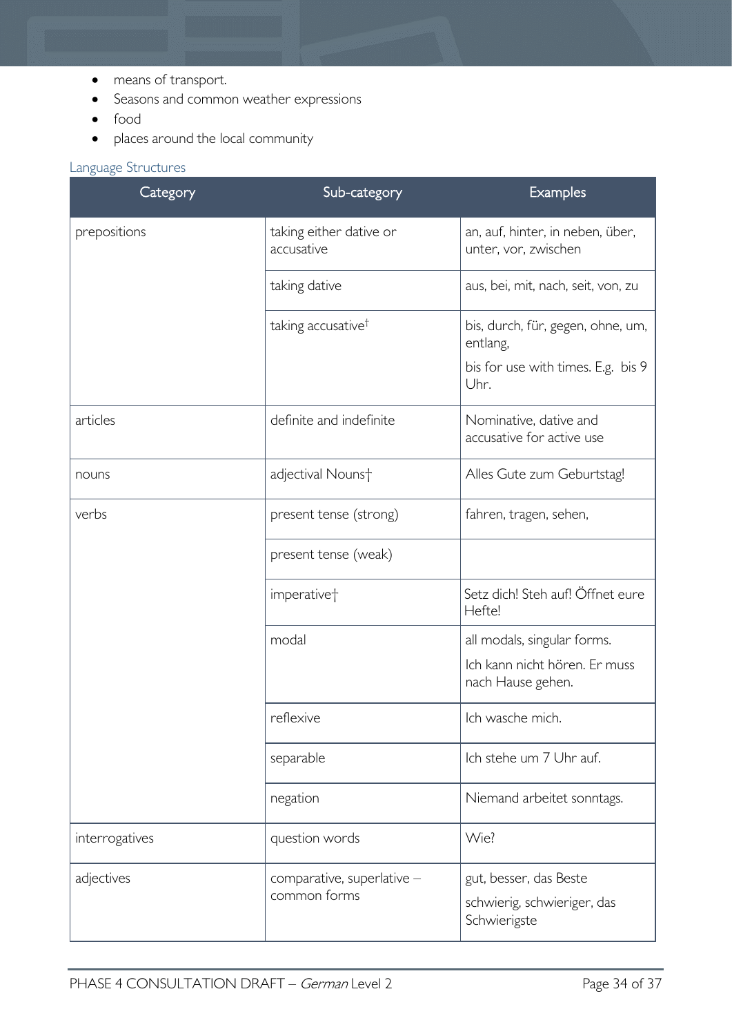- means of transport.
- Seasons and common weather expressions
- food
- places around the local community

### Language Structures

| Category | Sub-category | Examples |
|---|---|---|
| prepositions | taking either dative or accusative | an, auf, hinter, in neben, über, unter, vor, zwischen |
| | taking dative | aus, bei, mit, nach, seit, von, zu |
| | taking accusative† | bis, durch, für, gegen, ohne, um, entlang,<br>bis for use with times. E.g. bis 9 Uhr. |
| articles | definite and indefinite | Nominative, dative and accusative for active use |
| nouns | adjectival Nouns† | Alles Gute zum Geburtstag! |
| verbs | present tense (strong) | fahren, tragen, sehen, |
| | present tense (weak) | |
| | imperative† | Setz dich! Steh auf! Öffnet eure Hefte! |
| | modal | all modals, singular forms.<br>Ich kann nicht hören. Er muss nach Hause gehen. |
| | reflexive | Ich wasche mich. |
| | separable | Ich stehe um 7 Uhr auf. |
| | negation | Niemand arbeitet sonntags. |
| interrogatives | question words | Wie? |
| adjectives | comparative, superlative – common forms | gut, besser, das Beste<br>schwierig, schwieriger, das Schwierigste |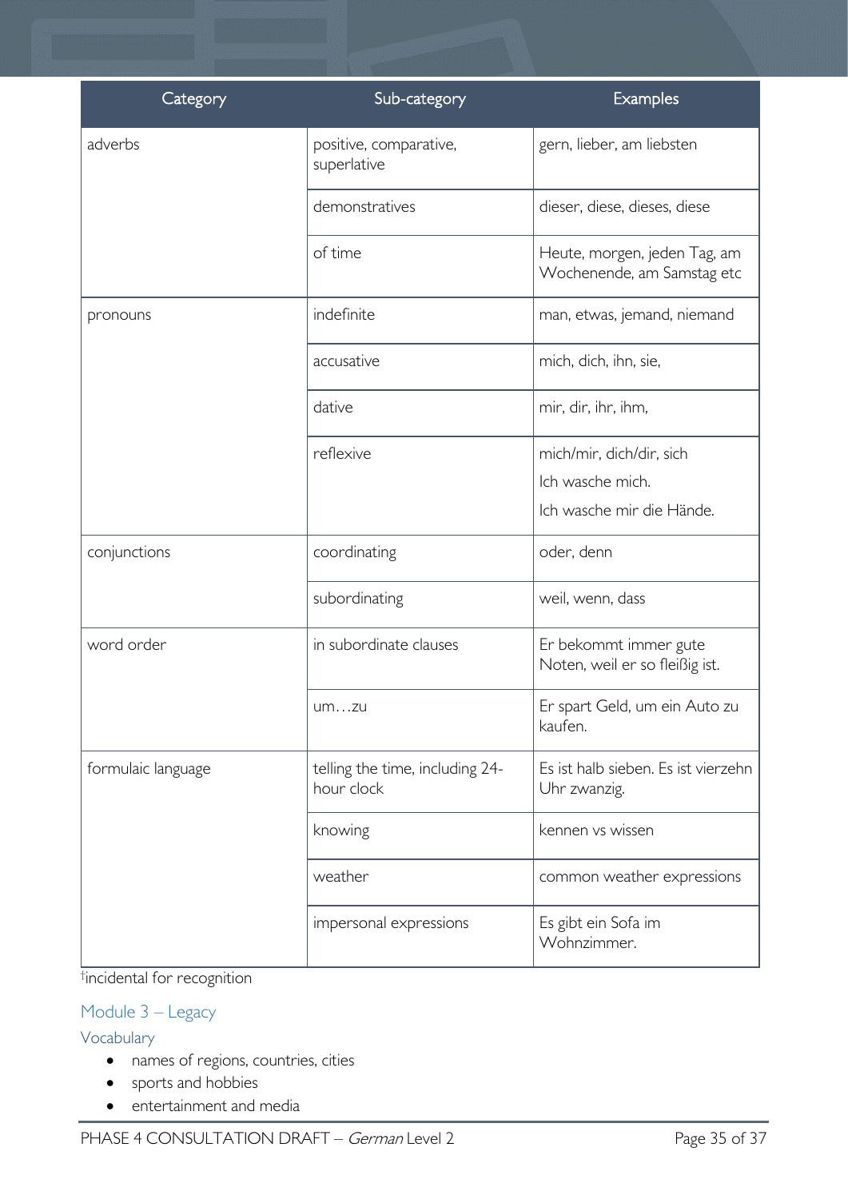| Category | Sub-category | Examples |
|---|---|---|
| adverbs | positive, comparative, superlative | gern, lieber, am liebsten |
| | demonstratives | dieser, diese, dieses, diese |
| | of time | Heute, morgen, jeden Tag, am Wochenende, am Samstag etc |
| pronouns | indefinite | man, etwas, jemand, niemand |
| | accusative | mich, dich, ihn, sie, |
| | dative | mir, dir, ihr, ihm, |
| | reflexive | mich/mir, dich/dir, sich<br>Ich wasche mich.<br>Ich wasche mir die Hände. |
| conjunctions | coordinating | oder, denn |
| | subordinating | weil, wenn, dass |
| word order | in subordinate clauses | Er bekommt immer gute Noten, weil er so fleißig ist. |
| | um…zu | Er spart Geld, um ein Auto zu kaufen. |
| formulaic language | telling the time, including 24-hour clock | Es ist halb sieben. Es ist vierzehn Uhr zwanzig. |
| | knowing | kennen vs wissen |
| | weather | common weather expressions |
| | impersonal expressions | Es gibt ein Sofa im Wohnzimmer. |

†incidental for recognition

## Module 3 – Legacy

### Vocabulary

- names of regions, countries, cities
- sports and hobbies
- entertainment and media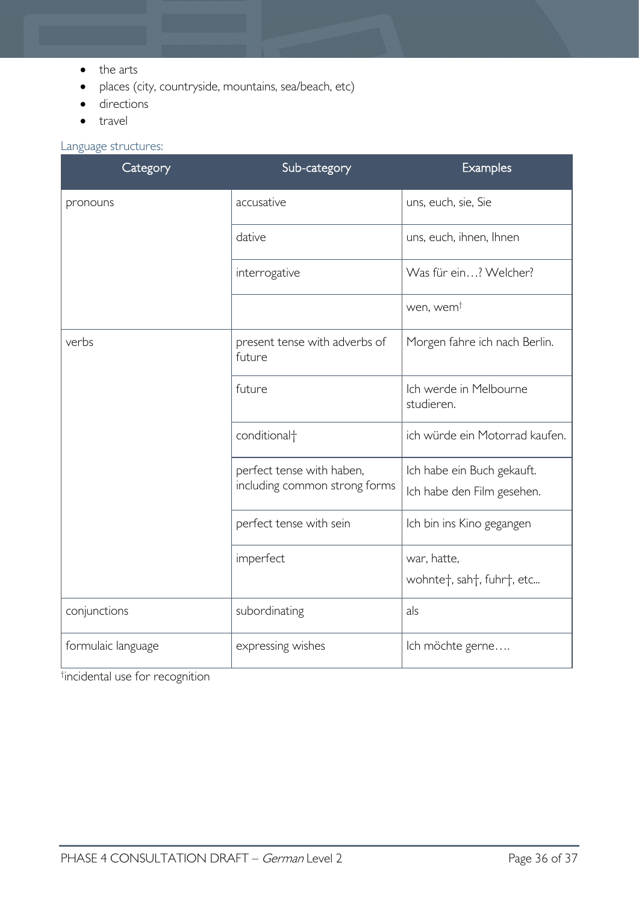- the arts
- places (city, countryside, mountains, sea/beach, etc)
- directions
- travel

Language structures:

| Category | Sub-category | Examples |
| --- | --- | --- |
| pronouns | accusative | uns, euch, sie, Sie |
| | dative | uns, euch, ihnen, Ihnen |
| | interrogative | Was für ein…? Welcher? |
| | | wen, wem† |
| verbs | present tense with adverbs of future | Morgen fahre ich nach Berlin. |
| | future | Ich werde in Melbourne studieren. |
| | conditional† | ich würde ein Motorrad kaufen. |
| | perfect tense with haben, including common strong forms | Ich habe ein Buch gekauft. Ich habe den Film gesehen. |
| | perfect tense with sein | Ich bin ins Kino gegangen |
| | imperfect | war, hatte, wohnte†, sah†, fuhr†, etc... |
| conjunctions | subordinating | als |
| formulaic language | expressing wishes | Ich möchte gerne…. |

†incidental use for recognition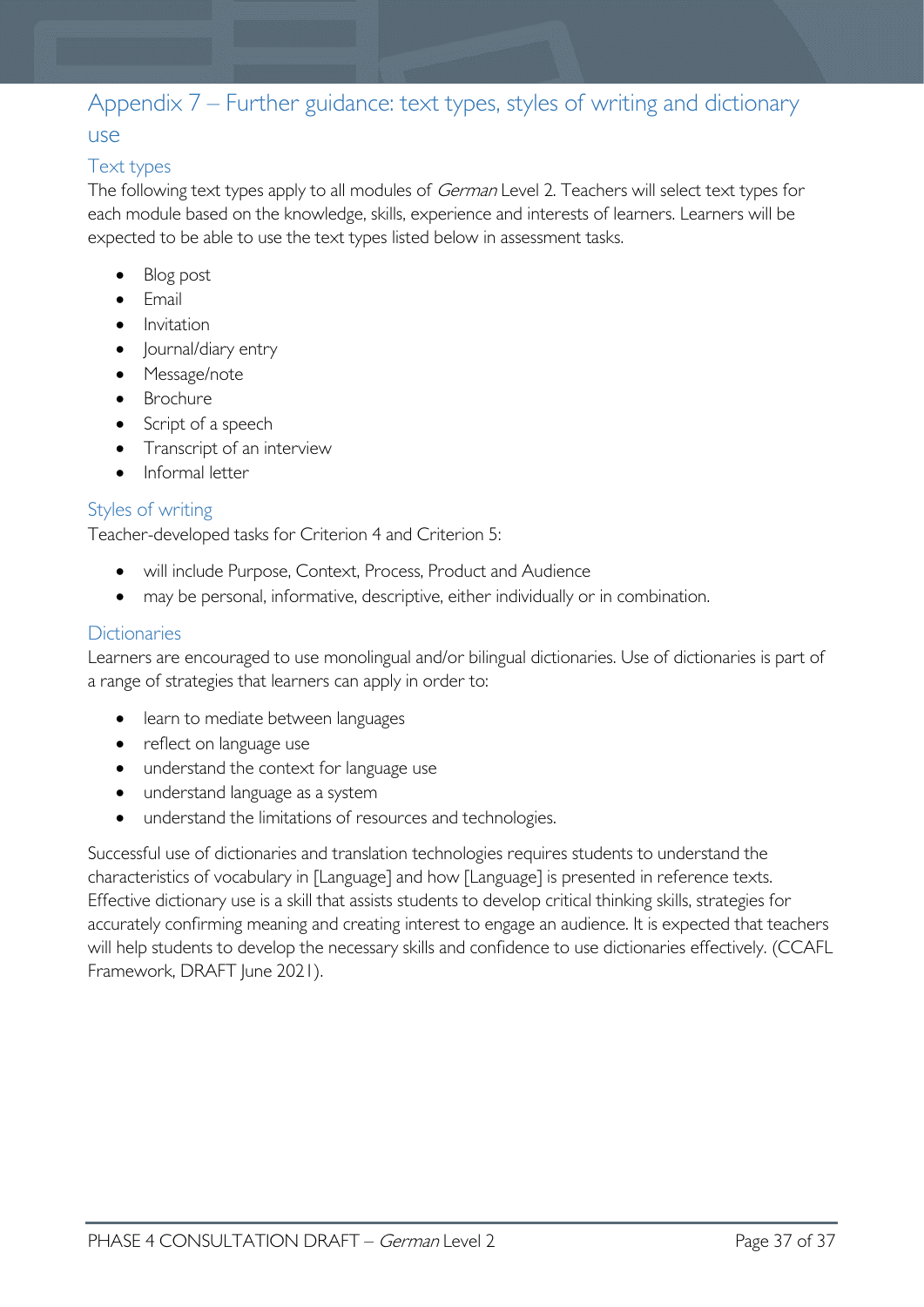## Appendix 7 – Further guidance: text types, styles of writing and dictionary use

### Text types

The following text types apply to all modules of *German* Level 2. Teachers will select text types for each module based on the knowledge, skills, experience and interests of learners. Learners will be expected to be able to use the text types listed below in assessment tasks.

- Blog post
- Email
- Invitation
- Journal/diary entry
- Message/note
- Brochure
- Script of a speech
- Transcript of an interview
- Informal letter

### Styles of writing

Teacher-developed tasks for Criterion 4 and Criterion 5:

- will include Purpose, Context, Process, Product and Audience
- may be personal, informative, descriptive, either individually or in combination.

### Dictionaries

Learners are encouraged to use monolingual and/or bilingual dictionaries. Use of dictionaries is part of a range of strategies that learners can apply in order to:

- learn to mediate between languages
- reflect on language use
- understand the context for language use
- understand language as a system
- understand the limitations of resources and technologies.

Successful use of dictionaries and translation technologies requires students to understand the characteristics of vocabulary in [Language] and how [Language] is presented in reference texts. Effective dictionary use is a skill that assists students to develop critical thinking skills, strategies for accurately confirming meaning and creating interest to engage an audience. It is expected that teachers will help students to develop the necessary skills and confidence to use dictionaries effectively. (CCAFL Framework, DRAFT June 2021).